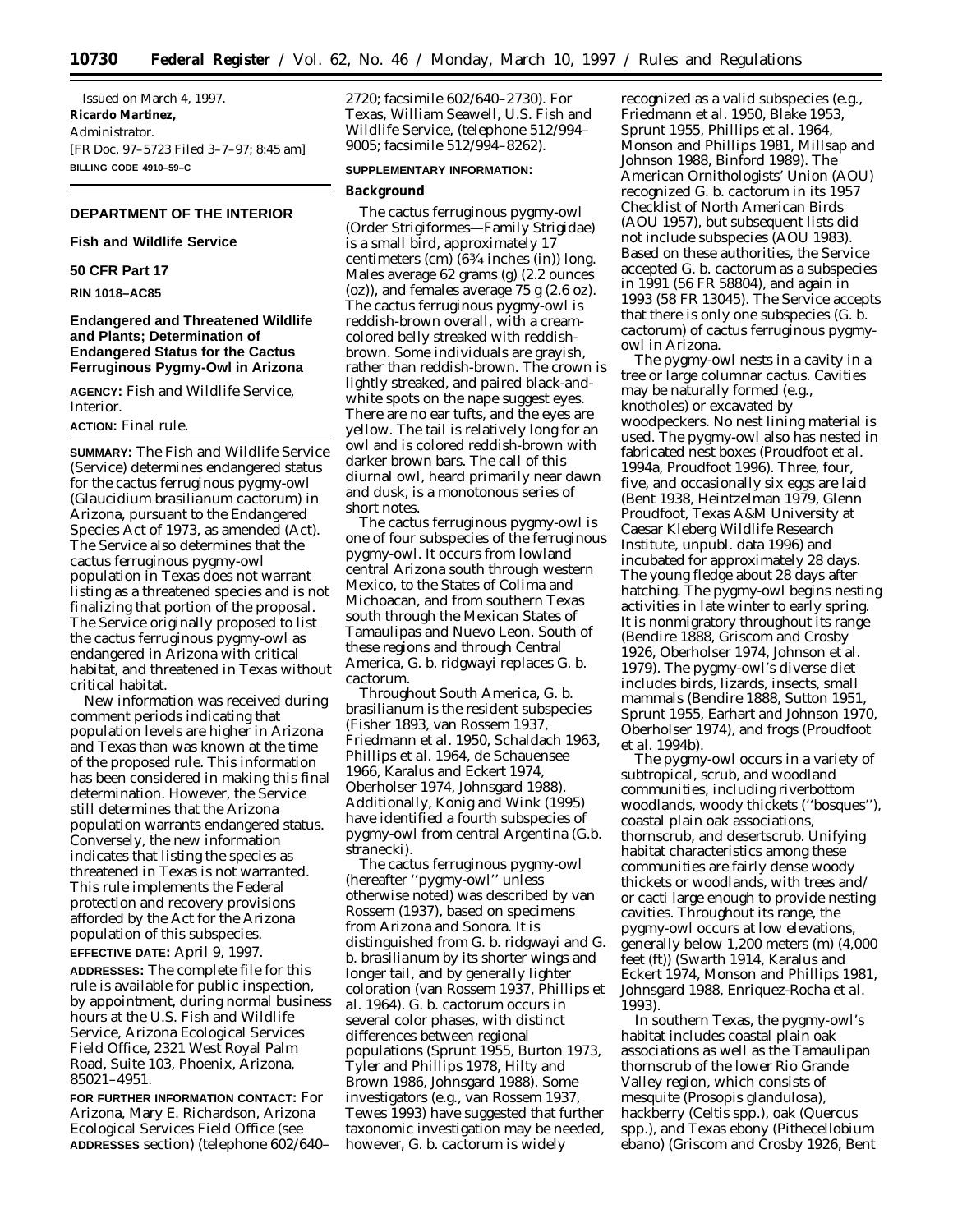Issued on March 4, 1997.

**Ricardo Martinez,**

Administrator.

[FR Doc. 97–5723 Filed 3–7–97; 8:45 am]

**BILLING CODE 4910–59–C**

## DEPARTMENT OF THE INTERIOR

### Fish and Wildlife Service

### 50 CFR Part 17

**RIN 1018–AC85**

### Endangered and Threatened Wildlife and Plants; Determination of Endangered Status for the Cactus Ferruginous Pygmy-Owl in Arizona

**AGENCY:** Fish and Wildlife Service, Interior.

**ACTION:** Final rule.

**SUMMARY:** The Fish and Wildlife Service (Service) determines endangered status for the cactus ferruginous pygmy-owl (*Glaucidium brasilianum cactorum*) in Arizona, pursuant to the Endangered Species Act of 1973, as amended (Act). The Service also determines that the cactus ferruginous pygmy-owl population in Texas does not warrant listing as a threatened species and is not finalizing that portion of the proposal. The Service originally proposed to list the cactus ferruginous pygmy-owl as endangered in Arizona with critical habitat, and threatened in Texas without critical habitat.

New information was received during comment periods indicating that population levels are higher in Arizona and Texas than was known at the time of the proposed rule. This information has been considered in making this final determination. However, the Service still determines that the Arizona population warrants endangered status. Conversely, the new information indicates that listing the species as threatened in Texas is not warranted. This rule implements the Federal protection and recovery provisions afforded by the Act for the Arizona population of this subspecies.

**EFFECTIVE DATE:** April 9, 1997.

**ADDRESSES:** The complete file for this rule is available for public inspection, by appointment, during normal business hours at the U.S. Fish and Wildlife Service, Arizona Ecological Services Field Office, 2321 West Royal Palm Road, Suite 103, Phoenix, Arizona, 85021–4951.

**FOR FURTHER INFORMATION CONTACT:** For Arizona, Mary E. Richardson, Arizona Ecological Services Field Office (see **ADDRESSES** section) (telephone 602/640–2720; facsimile 602/640–2730). For Texas, William Seawell, U.S. Fish and Wildlife Service, (telephone 512/994–9005; facsimile 512/994–8262).

**SUPPLEMENTARY INFORMATION:**

**Background**

The cactus ferruginous pygmy-owl (Order Strigiformes—Family Strigidae) is a small bird, approximately 17 centimeters (cm) (6¾ inches (in)) long. Males average 62 grams (g) (2.2 ounces (oz)), and females average 75 g (2.6 oz). The cactus ferruginous pygmy-owl is reddish-brown overall, with a cream-colored belly streaked with reddish-brown. Some individuals are grayish, rather than reddish-brown. The crown is lightly streaked, and paired black-and-white spots on the nape suggest eyes. There are no ear tufts, and the eyes are yellow. The tail is relatively long for an owl and is colored reddish-brown with darker brown bars. The call of this diurnal owl, heard primarily near dawn and dusk, is a monotonous series of short notes.

The cactus ferruginous pygmy-owl is one of four subspecies of the ferruginous pygmy-owl. It occurs from lowland central Arizona south through western Mexico, to the States of Colima and Michoacan, and from southern Texas south through the Mexican States of Tamaulipas and Nuevo Leon. South of these regions and through Central America, *G. b. ridgwayi* replaces *G. b. cactorum*.

Throughout South America, *G. b. brasilianum* is the resident subspecies (Fisher 1893, van Rossem 1937, Friedmann et al. 1950, Schaldach 1963, Phillips et al. 1964, de Schauensee 1966, Karalus and Eckert 1974, Oberholser 1974, Johnsgard 1988). Additionally, Konig and Wink (1995) have identified a fourth subspecies of pygmy-owl from central Argentina (*G.b. stranecki*).

The cactus ferruginous pygmy-owl (hereafter ''pygmy-owl'' unless otherwise noted) was described by van Rossem (1937), based on specimens from Arizona and Sonora. It is distinguished from *G. b. ridgwayi* and *G. b. brasilianum* by its shorter wings and longer tail, and by generally lighter coloration (van Rossem 1937, Phillips et al. 1964). *G. b. cactorum* occurs in several color phases, with distinct differences between regional populations (Sprunt 1955, Burton 1973, Tyler and Phillips 1978, Hilty and Brown 1986, Johnsgard 1988). Some investigators (e.g., van Rossem 1937, Tewes 1993) have suggested that further taxonomic investigation may be needed, however, *G. b. cactorum* is widely recognized as a valid subspecies (e.g., Friedmann et al. 1950, Blake 1953, Sprunt 1955, Phillips et al. 1964, Monson and Phillips 1981, Millsap and Johnson 1988, Binford 1989). The American Ornithologists' Union (AOU) recognized *G. b. cactorum* in its 1957 Checklist of North American Birds (AOU 1957), but subsequent lists did not include subspecies (AOU 1983). Based on these authorities, the Service accepted *G. b. cactorum* as a subspecies in 1991 (56 FR 58804), and again in 1993 (58 FR 13045). The Service accepts that there is only one subspecies (*G. b. cactorum*) of cactus ferruginous pygmy-owl in Arizona.

The pygmy-owl nests in a cavity in a tree or large columnar cactus. Cavities may be naturally formed (e.g., knotholes) or excavated by woodpeckers. No nest lining material is used. The pygmy-owl also has nested in fabricated nest boxes (Proudfoot et al. 1994a, Proudfoot 1996). Three, four, five, and occasionally six eggs are laid (Bent 1938, Heintzelman 1979, Glenn Proudfoot, Texas A&M University at Caesar Kleberg Wildlife Research Institute, unpubl. data 1996) and incubated for approximately 28 days. The young fledge about 28 days after hatching. The pygmy-owl begins nesting activities in late winter to early spring. It is nonmigratory throughout its range (Bendire 1888, Griscom and Crosby 1926, Oberholser 1974, Johnson et al. 1979). The pygmy-owl's diverse diet includes birds, lizards, insects, small mammals (Bendire 1888, Sutton 1951, Sprunt 1955, Earhart and Johnson 1970, Oberholser 1974), and frogs (Proudfoot et al. 1994b).

The pygmy-owl occurs in a variety of subtropical, scrub, and woodland communities, including riverbottom woodlands, woody thickets (''bosques''), coastal plain oak associations, thornscrub, and desertscrub. Unifying habitat characteristics among these communities are fairly dense woody thickets or woodlands, with trees and/or cacti large enough to provide nesting cavities. Throughout its range, the pygmy-owl occurs at low elevations, generally below 1,200 meters (m) (4,000 feet (ft)) (Swarth 1914, Karalus and Eckert 1974, Monson and Phillips 1981, Johnsgard 1988, Enriquez-Rocha et al. 1993).

In southern Texas, the pygmy-owl's habitat includes coastal plain oak associations as well as the Tamaulipan thornscrub of the lower Rio Grande Valley region, which consists of mesquite (*Prosopis glandulosa*), hackberry (*Celtis* spp.), oak (*Quercus* spp.), and Texas ebony (*Pithecellobium ebano*) (Griscom and Crosby 1926, Bent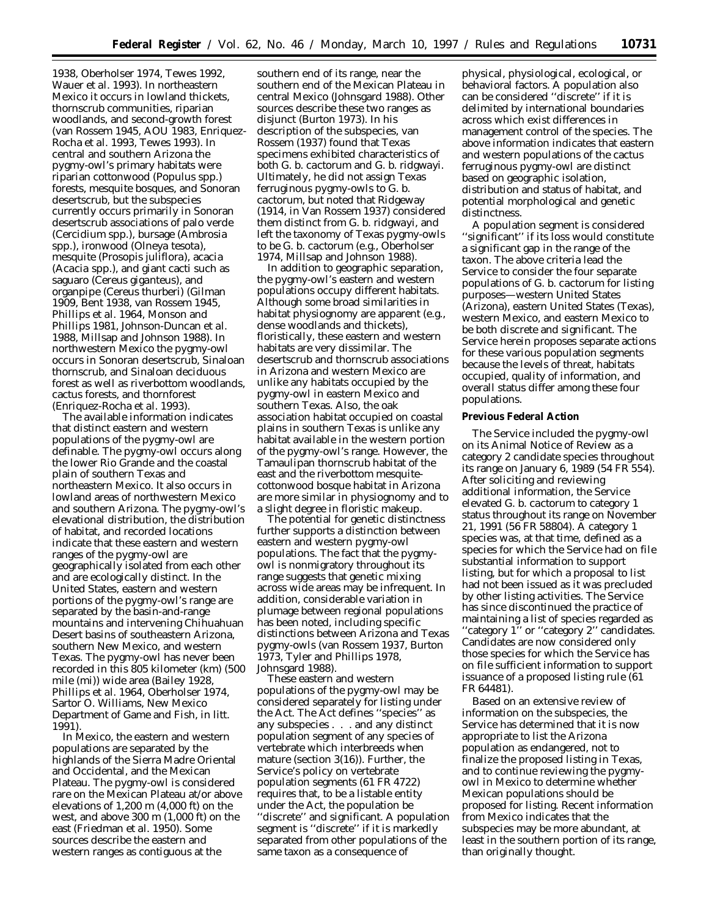1938, Oberholser 1974, Tewes 1992, Wauer et al. 1993). In northeastern Mexico it occurs in lowland thickets, thornscrub communities, riparian woodlands, and second-growth forest (van Rossem 1945, AOU 1983, Enriquez-Rocha et al. 1993, Tewes 1993). In central and southern Arizona the pygmy-owl's primary habitats were riparian cottonwood (*Populus* spp.) forests, mesquite bosques, and Sonoran desertscrub, but the subspecies currently occurs primarily in Sonoran desertscrub associations of palo verde (*Cercidium* spp.), bursage (*Ambrosia* spp.), ironwood (*Olneya tesota*), mesquite (*Prosopis juliflora*), acacia (*Acacia* spp.), and giant cacti such as saguaro (*Cereus giganteus*), and organpipe (*Cereus thurberi*) (Gilman 1909, Bent 1938, van Rossem 1945, Phillips et al. 1964, Monson and Phillips 1981, Johnson-Duncan et al. 1988, Millsap and Johnson 1988). In northwestern Mexico the pygmy-owl occurs in Sonoran desertscrub, Sinaloan thornscrub, and Sinaloan deciduous forest as well as riverbottom woodlands, cactus forests, and thornforest (Enriquez-Rocha et al. 1993).

The available information indicates that distinct eastern and western populations of the pygmy-owl are definable. The pygmy-owl occurs along the lower Rio Grande and the coastal plain of southern Texas and northeastern Mexico. It also occurs in lowland areas of northwestern Mexico and southern Arizona. The pygmy-owl's elevational distribution, the distribution of habitat, and recorded locations indicate that these eastern and western ranges of the pygmy-owl are geographically isolated from each other and are ecologically distinct. In the United States, eastern and western portions of the pygmy-owl's range are separated by the basin-and-range mountains and intervening Chihuahuan Desert basins of southeastern Arizona, southern New Mexico, and western Texas. The pygmy-owl has never been recorded in this 805 kilometer (km) (500 mile (mi)) wide area (Bailey 1928, Phillips et al. 1964, Oberholser 1974, Sartor O. Williams, New Mexico Department of Game and Fish, in litt. 1991).

In Mexico, the eastern and western populations are separated by the highlands of the Sierra Madre Oriental and Occidental, and the Mexican Plateau. The pygmy-owl is considered rare on the Mexican Plateau at/or above elevations of 1,200 m (4,000 ft) on the west, and above 300 m (1,000 ft) on the east (Friedman et al. 1950). Some sources describe the eastern and western ranges as contiguous at the southern end of its range, near the southern end of the Mexican Plateau in central Mexico (Johnsgard 1988). Other sources describe these two ranges as disjunct (Burton 1973). In his description of the subspecies, van Rossem (1937) found that Texas specimens exhibited characteristics of both *G. b. cactorum* and *G. b. ridgwayi*. Ultimately, he did not assign Texas ferruginous pygmy-owls to *G. b. cactorum*, but noted that Ridgeway (1914, in Van Rossem 1937) considered them distinct from *G. b. ridgwayi*, and left the taxonomy of Texas pygmy-owls to be *G. b. cactorum* (e.g., Oberholser 1974, Millsap and Johnson 1988).

In addition to geographic separation, the pygmy-owl's eastern and western populations occupy different habitats. Although some broad similarities in habitat physiognomy are apparent (e.g., dense woodlands and thickets), floristically, these eastern and western habitats are very dissimilar. The desertscrub and thornscrub associations in Arizona and western Mexico are unlike any habitats occupied by the pygmy-owl in eastern Mexico and southern Texas. Also, the oak association habitat occupied on coastal plains in southern Texas is unlike any habitat available in the western portion of the pygmy-owl's range. However, the Tamaulipan thornscrub habitat of the east and the riverbottom mesquite-cottonwood bosque habitat in Arizona are more similar in physiognomy and to a slight degree in floristic makeup.

The potential for genetic distinctness further supports a distinction between eastern and western pygmy-owl populations. The fact that the pygmy-owl is nonmigratory throughout its range suggests that genetic mixing across wide areas may be infrequent. In addition, considerable variation in plumage between regional populations has been noted, including specific distinctions between Arizona and Texas pygmy-owls (van Rossem 1937, Burton 1973, Tyler and Phillips 1978, Johnsgard 1988).

These eastern and western populations of the pygmy-owl may be considered separately for listing under the Act. The Act defines ''species'' as any subspecies . . . and any distinct population segment of any species of vertebrate which interbreeds when mature (section 3(16)). Further, the Service's policy on vertebrate population segments (61 FR 4722) requires that, to be a listable entity under the Act, the population be ''discrete'' and significant. A population segment is ''discrete'' if it is markedly separated from other populations of the same taxon as a consequence of physical, physiological, ecological, or behavioral factors. A population also can be considered ''discrete'' if it is delimited by international boundaries across which exist differences in management control of the species. The above information indicates that eastern and western populations of the cactus ferruginous pygmy-owl are distinct based on geographic isolation, distribution and status of habitat, and potential morphological and genetic distinctness.

A population segment is considered ''significant'' if its loss would constitute a significant gap in the range of the taxon. The above criteria lead the Service to consider the four separate populations of *G. b. cactorum* for listing purposes—western United States (Arizona), eastern United States (Texas), western Mexico, and eastern Mexico to be both discrete and significant. The Service herein proposes separate actions for these various population segments because the levels of threat, habitats occupied, quality of information, and overall status differ among these four populations.

## Previous Federal Action

The Service included the pygmy-owl on its Animal Notice of Review as a category 2 candidate species throughout its range on January 6, 1989 (54 FR 554). After soliciting and reviewing additional information, the Service elevated *G. b. cactorum* to category 1 status throughout its range on November 21, 1991 (56 FR 58804). A category 1 species was, at that time, defined as a species for which the Service had on file substantial information to support listing, but for which a proposal to list had not been issued as it was precluded by other listing activities. The Service has since discontinued the practice of maintaining a list of species regarded as ''category 1'' or ''category 2'' candidates. Candidates are now considered only those species for which the Service has on file sufficient information to support issuance of a proposed listing rule (61 FR 64481).

Based on an extensive review of information on the subspecies, the Service has determined that it is now appropriate to list the Arizona population as endangered, not to finalize the proposed listing in Texas, and to continue reviewing the pygmy-owl in Mexico to determine whether Mexican populations should be proposed for listing. Recent information from Mexico indicates that the subspecies may be more abundant, at least in the southern portion of its range, than originally thought.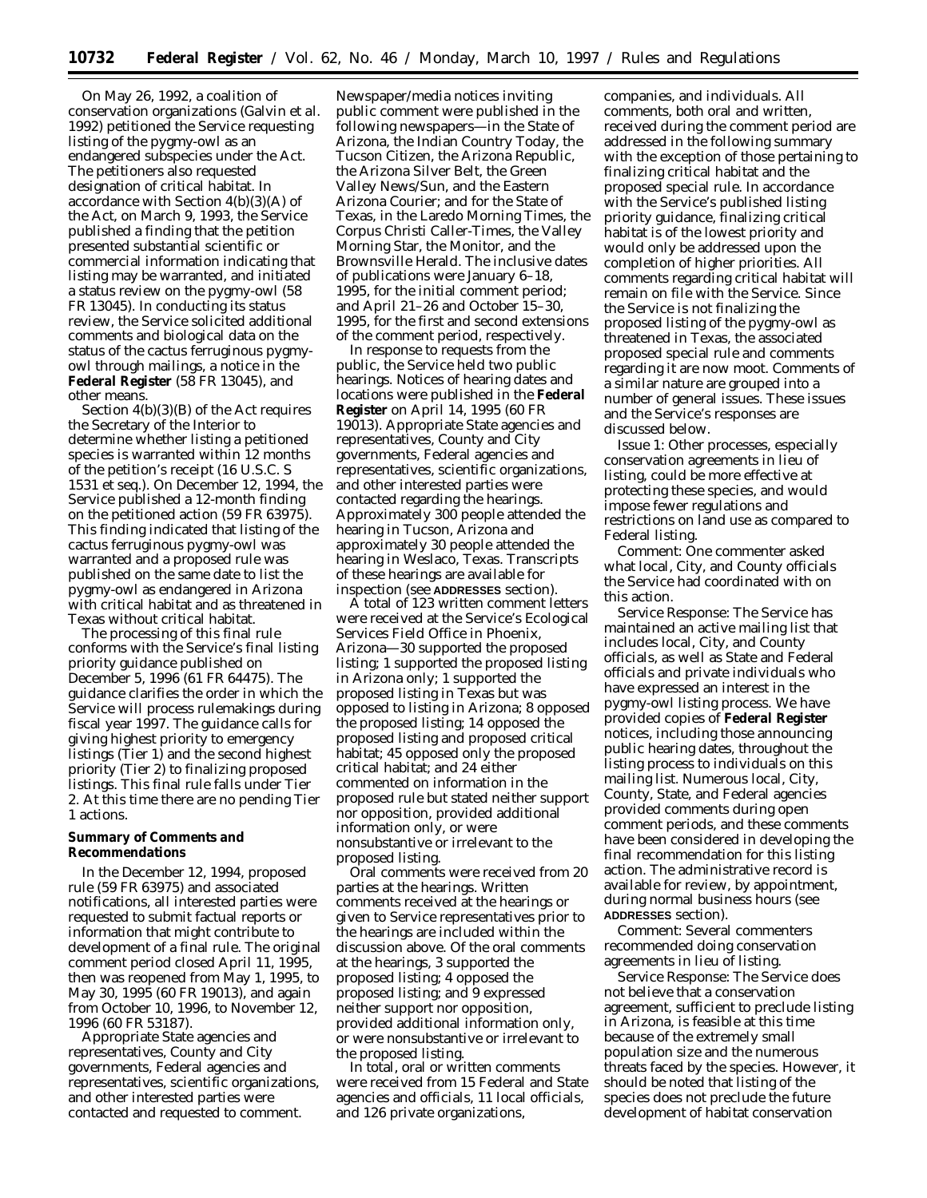On May 26, 1992, a coalition of conservation organizations (Galvin et al. 1992) petitioned the Service requesting listing of the pygmy-owl as an endangered subspecies under the Act. The petitioners also requested designation of critical habitat. In accordance with Section 4(b)(3)(A) of the Act, on March 9, 1993, the Service published a finding that the petition presented substantial scientific or commercial information indicating that listing may be warranted, and initiated a status review on the pygmy-owl (58 FR 13045). In conducting its status review, the Service solicited additional comments and biological data on the status of the cactus ferruginous pygmy-owl through mailings, a notice in the **Federal Register** (58 FR 13045), and other means.

Section 4(b)(3)(B) of the Act requires the Secretary of the Interior to determine whether listing a petitioned species is warranted within 12 months of the petition's receipt (16 U.S.C. S 1531 et seq.). On December 12, 1994, the Service published a 12-month finding on the petitioned action (59 FR 63975). This finding indicated that listing of the cactus ferruginous pygmy-owl was warranted and a proposed rule was published on the same date to list the pygmy-owl as endangered in Arizona with critical habitat and as threatened in Texas without critical habitat.

The processing of this final rule conforms with the Service's final listing priority guidance published on December 5, 1996 (61 FR 64475). The guidance clarifies the order in which the Service will process rulemakings during fiscal year 1997. The guidance calls for giving highest priority to emergency listings (Tier 1) and the second highest priority (Tier 2) to finalizing proposed listings. This final rule falls under Tier 2. At this time there are no pending Tier 1 actions.

## Summary of Comments and Recommendations

In the December 12, 1994, proposed rule (59 FR 63975) and associated notifications, all interested parties were requested to submit factual reports or information that might contribute to development of a final rule. The original comment period closed April 11, 1995, then was reopened from May 1, 1995, to May 30, 1995 (60 FR 19013), and again from October 10, 1996, to November 12, 1996 (60 FR 53187).

Appropriate State agencies and representatives, County and City governments, Federal agencies and representatives, scientific organizations, and other interested parties were contacted and requested to comment. Newspaper/media notices inviting public comment were published in the following newspapers—in the State of Arizona, the Indian Country Today, the Tucson Citizen, the Arizona Republic, the Arizona Silver Belt, the Green Valley News/Sun, and the Eastern Arizona Courier; and for the State of Texas, in the Laredo Morning Times, the Corpus Christi Caller-Times, the Valley Morning Star, the Monitor, and the Brownsville Herald. The inclusive dates of publications were January 6–18, 1995, for the initial comment period; and April 21–26 and October 15–30, 1995, for the first and second extensions of the comment period, respectively.

In response to requests from the public, the Service held two public hearings. Notices of hearing dates and locations were published in the **Federal Register** on April 14, 1995 (60 FR 19013). Appropriate State agencies and representatives, County and City governments, Federal agencies and representatives, scientific organizations, and other interested parties were contacted regarding the hearings. Approximately 300 people attended the hearing in Tucson, Arizona and approximately 30 people attended the hearing in Weslaco, Texas. Transcripts of these hearings are available for inspection (see **ADDRESSES** section).

A total of 123 written comment letters were received at the Service's Ecological Services Field Office in Phoenix, Arizona—30 supported the proposed listing; 1 supported the proposed listing in Arizona only; 1 supported the proposed listing in Texas but was opposed to listing in Arizona; 8 opposed the proposed listing; 14 opposed the proposed listing and proposed critical habitat; 45 opposed only the proposed critical habitat; and 24 either commented on information in the proposed rule but stated neither support nor opposition, provided additional information only, or were nonsubstantive or irrelevant to the proposed listing.

Oral comments were received from 20 parties at the hearings. Written comments received at the hearings or given to Service representatives prior to the hearings are included within the discussion above. Of the oral comments at the hearings, 3 supported the proposed listing; 4 opposed the proposed listing; and 9 expressed neither support nor opposition, provided additional information only, or were nonsubstantive or irrelevant to the proposed listing.

In total, oral or written comments were received from 15 Federal and State agencies and officials, 11 local officials, and 126 private organizations, companies, and individuals. All comments, both oral and written, received during the comment period are addressed in the following summary with the exception of those pertaining to finalizing critical habitat and the proposed special rule. In accordance with the Service's published listing priority guidance, finalizing critical habitat is of the lowest priority and would only be addressed upon the completion of higher priorities. All comments regarding critical habitat will remain on file with the Service. Since the Service is not finalizing the proposed listing of the pygmy-owl as threatened in Texas, the associated proposed special rule and comments regarding it are now moot. Comments of a similar nature are grouped into a number of general issues. These issues and the Service's responses are discussed below.

Issue 1: Other processes, especially conservation agreements in lieu of listing, could be more effective at protecting these species, and would impose fewer regulations and restrictions on land use as compared to Federal listing.

Comment: One commenter asked what local, City, and County officials the Service had coordinated with on this action.

Service Response: The Service has maintained an active mailing list that includes local, City, and County officials, as well as State and Federal officials and private individuals who have expressed an interest in the pygmy-owl listing process. We have provided copies of **Federal Register** notices, including those announcing public hearing dates, throughout the listing process to individuals on this mailing list. Numerous local, City, County, State, and Federal agencies provided comments during open comment periods, and these comments have been considered in developing the final recommendation for this listing action. The administrative record is available for review, by appointment, during normal business hours (see **ADDRESSES** section).

Comment: Several commenters recommended doing conservation agreements in lieu of listing.

Service Response: The Service does not believe that a conservation agreement, sufficient to preclude listing in Arizona, is feasible at this time because of the extremely small population size and the numerous threats faced by the species. However, it should be noted that listing of the species does not preclude the future development of habitat conservation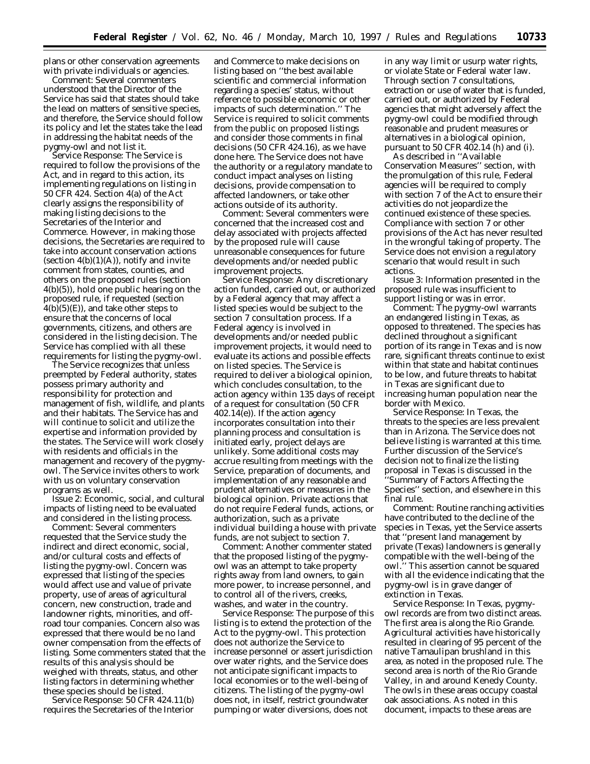plans or other conservation agreements with private individuals or agencies.

*Comment:* Several commenters understood that the Director of the Service has said that states should take the lead on matters of sensitive species, and therefore, the Service should follow its policy and let the states take the lead in addressing the habitat needs of the pygmy-owl and not list it.

*Service Response:* The Service is required to follow the provisions of the Act, and in regard to this action, its implementing regulations on listing in 50 CFR 424. Section 4(a) of the Act clearly assigns the responsibility of making listing decisions to the Secretaries of the Interior and Commerce. However, in making those decisions, the Secretaries are required to take into account conservation actions (section 4(b)(1)(A)), notify and invite comment from states, counties, and others on the proposed rules (section 4(b)(5)), hold one public hearing on the proposed rule, if requested (section 4(b)(5)(E)), and take other steps to ensure that the concerns of local governments, citizens, and others are considered in the listing decision. The Service has complied with all these requirements for listing the pygmy-owl.

The Service recognizes that unless preempted by Federal authority, states possess primary authority and responsibility for protection and management of fish, wildlife, and plants and their habitats. The Service has and will continue to solicit and utilize the expertise and information provided by the states. The Service will work closely with residents and officials in the management and recovery of the pygmy-owl. The Service invites others to work with us on voluntary conservation programs as well.

*Issue 2:* Economic, social, and cultural impacts of listing need to be evaluated and considered in the listing process.

*Comment:* Several commenters requested that the Service study the indirect and direct economic, social, and/or cultural costs and effects of listing the pygmy-owl. Concern was expressed that listing of the species would affect use and value of private property, use of areas of agricultural concern, new construction, trade and landowner rights, minorities, and off-road tour companies. Concern also was expressed that there would be no land owner compensation from the effects of listing. Some commenters stated that the results of this analysis should be weighed with threats, status, and other listing factors in determining whether these species should be listed.

*Service Response:* 50 CFR 424.11(b) requires the Secretaries of the Interior and Commerce to make decisions on listing based on "the best available scientific and commercial information regarding a species' status, without reference to possible economic or other impacts of such determination." The Service is required to solicit comments from the public on proposed listings and consider those comments in final decisions (50 CFR 424.16), as we have done here. The Service does not have the authority or a regulatory mandate to conduct impact analyses on listing decisions, provide compensation to affected landowners, or take other actions outside of its authority.

*Comment:* Several commenters were concerned that the increased cost and delay associated with projects affected by the proposed rule will cause unreasonable consequences for future developments and/or needed public improvement projects.

*Service Response:* Any discretionary action funded, carried out, or authorized by a Federal agency that may affect a listed species would be subject to the section 7 consultation process. If a Federal agency is involved in developments and/or needed public improvement projects, it would need to evaluate its actions and possible effects on listed species. The Service is required to deliver a biological opinion, which concludes consultation, to the action agency within 135 days of receipt of a request for consultation (50 CFR 402.14(e)). If the action agency incorporates consultation into their planning process and consultation is initiated early, project delays are unlikely. Some additional costs may accrue resulting from meetings with the Service, preparation of documents, and implementation of any reasonable and prudent alternatives or measures in the biological opinion. Private actions that do not require Federal funds, actions, or authorization, such as a private individual building a house with private funds, are not subject to section 7.

*Comment:* Another commenter stated that the proposed listing of the pygmy-owl was an attempt to take property rights away from land owners, to gain more power, to increase personnel, and to control all of the rivers, creeks, washes, and water in the country.

*Service Response:* The purpose of this listing is to extend the protection of the Act to the pygmy-owl. This protection does not authorize the Service to increase personnel or assert jurisdiction over water rights, and the Service does not anticipate significant impacts to local economies or to the well-being of citizens. The listing of the pygmy-owl does not, in itself, restrict groundwater pumping or water diversions, does not in any way limit or usurp water rights, or violate State or Federal water law. Through section 7 consultations, extraction or use of water that is funded, carried out, or authorized by Federal agencies that might adversely affect the pygmy-owl could be modified through reasonable and prudent measures or alternatives in a biological opinion, pursuant to 50 CFR 402.14 (h) and (i).

As described in "Available Conservation Measures" section, with the promulgation of this rule, Federal agencies will be required to comply with section 7 of the Act to ensure their activities do not jeopardize the continued existence of these species. Compliance with section 7 or other provisions of the Act has never resulted in the wrongful taking of property. The Service does not envision a regulatory scenario that would result in such actions.

*Issue 3:* Information presented in the proposed rule was insufficient to support listing or was in error.

*Comment:* The pygmy-owl warrants an endangered listing in Texas, as opposed to threatened. The species has declined throughout a significant portion of its range in Texas and is now rare, significant threats continue to exist within that state and habitat continues to be low, and future threats to habitat in Texas are significant due to increasing human population near the border with Mexico.

*Service Response:* In Texas, the threats to the species are less prevalent than in Arizona. The Service does not believe listing is warranted at this time. Further discussion of the Service's decision not to finalize the listing proposal in Texas is discussed in the "Summary of Factors Affecting the Species" section, and elsewhere in this final rule.

*Comment:* Routine ranching activities have contributed to the decline of the species in Texas, yet the Service asserts that "present land management by private (Texas) landowners is generally compatible with the well-being of the owl." This assertion cannot be squared with all the evidence indicating that the pygmy-owl is in grave danger of extinction in Texas.

*Service Response:* In Texas, pygmy-owl records are from two distinct areas. The first area is along the Rio Grande. Agricultural activities have historically resulted in clearing of 95 percent of the native Tamaulipan brushland in this area, as noted in the proposed rule. The second area is north of the Rio Grande Valley, in and around Kenedy County. The owls in these areas occupy coastal oak associations. As noted in this document, impacts to these areas are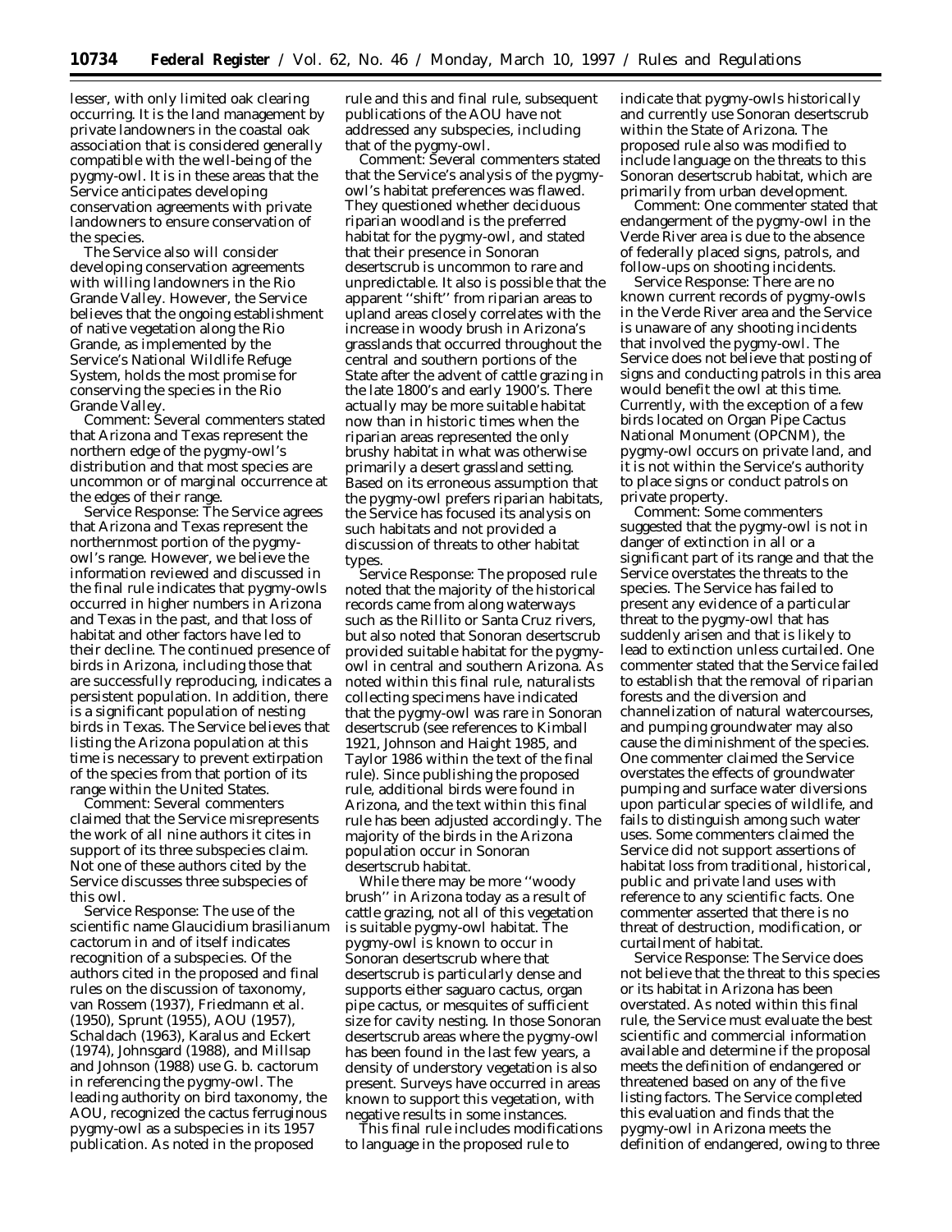lesser, with only limited oak clearing occurring. It is the land management by private landowners in the coastal oak association that is considered generally compatible with the well-being of the pygmy-owl. It is in these areas that the Service anticipates developing conservation agreements with private landowners to ensure conservation of the species.

The Service also will consider developing conservation agreements with willing landowners in the Rio Grande Valley. However, the Service believes that the ongoing establishment of native vegetation along the Rio Grande, as implemented by the Service's National Wildlife Refuge System, holds the most promise for conserving the species in the Rio Grande Valley.

*Comment:* Several commenters stated that Arizona and Texas represent the northern edge of the pygmy-owl's distribution and that most species are uncommon or of marginal occurrence at the edges of their range.

*Service Response:* The Service agrees that Arizona and Texas represent the northernmost portion of the pygmy-owl's range. However, we believe the information reviewed and discussed in the final rule indicates that pygmy-owls occurred in higher numbers in Arizona and Texas in the past, and that loss of habitat and other factors have led to their decline. The continued presence of birds in Arizona, including those that are successfully reproducing, indicates a persistent population. In addition, there is a significant population of nesting birds in Texas. The Service believes that listing the Arizona population at this time is necessary to prevent extirpation of the species from that portion of its range within the United States.

*Comment:* Several commenters claimed that the Service misrepresents the work of all nine authors it cites in support of its three subspecies claim. Not one of these authors cited by the Service discusses three subspecies of this owl.

*Service Response:* The use of the scientific name *Glaucidium brasilianum cactorum* in and of itself indicates recognition of a subspecies. Of the authors cited in the proposed and final rules on the discussion of taxonomy, van Rossem (1937), Friedmann et al. (1950), Sprunt (1955), AOU (1957), Schaldach (1963), Karalus and Eckert (1974), Johnsgard (1988), and Millsap and Johnson (1988) use *G. b. cactorum* in referencing the pygmy-owl. The leading authority on bird taxonomy, the AOU, recognized the cactus ferruginous pygmy-owl as a subspecies in its 1957 publication. As noted in the proposed rule and this and final rule, subsequent publications of the AOU have not addressed any subspecies, including that of the pygmy-owl.

*Comment:* Several commenters stated that the Service's analysis of the pygmy-owl's habitat preferences was flawed. They questioned whether deciduous riparian woodland is the preferred habitat for the pygmy-owl, and stated that their presence in Sonoran desertscrub is uncommon to rare and unpredictable. It also is possible that the apparent "shift" from riparian areas to upland areas closely correlates with the increase in woody brush in Arizona's grasslands that occurred throughout the central and southern portions of the State after the advent of cattle grazing in the late 1800's and early 1900's. There actually may be more suitable habitat now than in historic times when the riparian areas represented the only brushy habitat in what was otherwise primarily a desert grassland setting. Based on its erroneous assumption that the pygmy-owl prefers riparian habitats, the Service has focused its analysis on such habitats and not provided a discussion of threats to other habitat types.

*Service Response:* The proposed rule noted that the majority of the historical records came from along waterways such as the Rillito or Santa Cruz rivers, but also noted that Sonoran desertscrub provided suitable habitat for the pygmy-owl in central and southern Arizona. As noted within this final rule, naturalists collecting specimens have indicated that the pygmy-owl was rare in Sonoran desertscrub (see references to Kimball 1921, Johnson and Haight 1985, and Taylor 1986 within the text of the final rule). Since publishing the proposed rule, additional birds were found in Arizona, and the text within this final rule has been adjusted accordingly. The majority of the birds in the Arizona population occur in Sonoran desertscrub habitat.

While there may be more "woody brush" in Arizona today as a result of cattle grazing, not all of this vegetation is suitable pygmy-owl habitat. The pygmy-owl is known to occur in Sonoran desertscrub where that desertscrub is particularly dense and supports either saguaro cactus, organ pipe cactus, or mesquites of sufficient size for cavity nesting. In those Sonoran desertscrub areas where the pygmy-owl has been found in the last few years, a density of understory vegetation is also present. Surveys have occurred in areas known to support this vegetation, with negative results in some instances.

This final rule includes modifications to language in the proposed rule to indicate that pygmy-owls historically and currently use Sonoran desertscrub within the State of Arizona. The proposed rule also was modified to include language on the threats to this Sonoran desertscrub habitat, which are primarily from urban development.

*Comment:* One commenter stated that endangerment of the pygmy-owl in the Verde River area is due to the absence of federally placed signs, patrols, and follow-ups on shooting incidents.

*Service Response:* There are no known current records of pygmy-owls in the Verde River area and the Service is unaware of any shooting incidents that involved the pygmy-owl. The Service does not believe that posting of signs and conducting patrols in this area would benefit the owl at this time. Currently, with the exception of a few birds located on Organ Pipe Cactus National Monument (OPCNM), the pygmy-owl occurs on private land, and it is not within the Service's authority to place signs or conduct patrols on private property.

*Comment:* Some commenters suggested that the pygmy-owl is not in danger of extinction in all or a significant part of its range and that the Service overstates the threats to the species. The Service has failed to present any evidence of a particular threat to the pygmy-owl that has suddenly arisen and that is likely to lead to extinction unless curtailed. One commenter stated that the Service failed to establish that the removal of riparian forests and the diversion and channelization of natural watercourses, and pumping groundwater may also cause the diminishment of the species. One commenter claimed the Service overstates the effects of groundwater pumping and surface water diversions upon particular species of wildlife, and fails to distinguish among such water uses. Some commenters claimed the Service did not support assertions of habitat loss from traditional, historical, public and private land uses with reference to any scientific facts. One commenter asserted that there is no threat of destruction, modification, or curtailment of habitat.

*Service Response:* The Service does not believe that the threat to this species or its habitat in Arizona has been overstated. As noted within this final rule, the Service must evaluate the best scientific and commercial information available and determine if the proposal meets the definition of endangered or threatened based on any of the five listing factors. The Service completed this evaluation and finds that the pygmy-owl in Arizona meets the definition of endangered, owing to three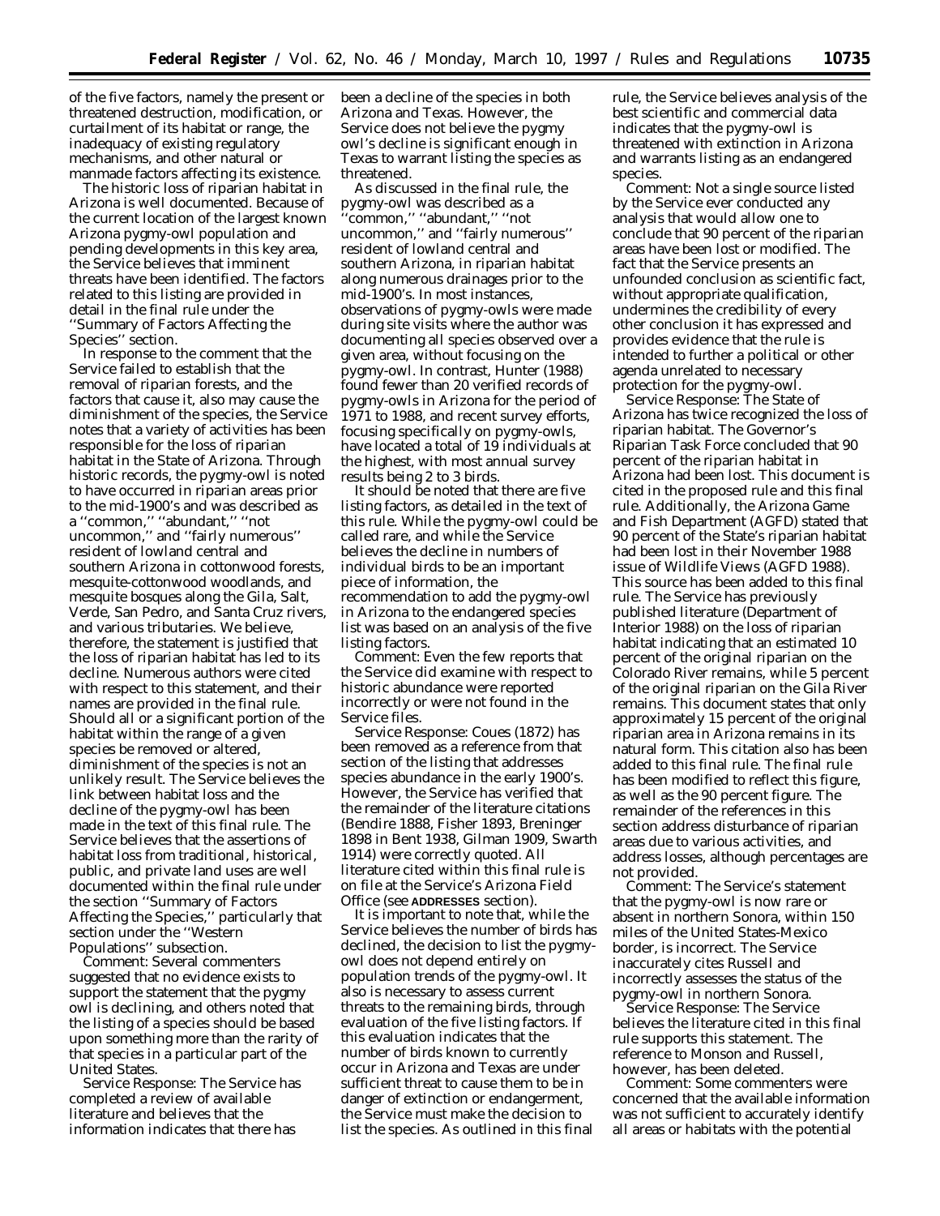of the five factors, namely the present or threatened destruction, modification, or curtailment of its habitat or range, the inadequacy of existing regulatory mechanisms, and other natural or manmade factors affecting its existence.

The historic loss of riparian habitat in Arizona is well documented. Because of the current location of the largest known Arizona pygmy-owl population and pending developments in this key area, the Service believes that imminent threats have been identified. The factors related to this listing are provided in detail in the final rule under the ''Summary of Factors Affecting the Species'' section.

In response to the comment that the Service failed to establish that the removal of riparian forests, and the factors that cause it, also may cause the diminishment of the species, the Service notes that a variety of activities has been responsible for the loss of riparian habitat in the State of Arizona. Through historic records, the pygmy-owl is noted to have occurred in riparian areas prior to the mid-1900's and was described as a ''common,'' ''abundant,'' ''not uncommon,'' and ''fairly numerous'' resident of lowland central and southern Arizona in cottonwood forests, mesquite-cottonwood woodlands, and mesquite bosques along the Gila, Salt, Verde, San Pedro, and Santa Cruz rivers, and various tributaries. We believe, therefore, the statement is justified that the loss of riparian habitat has led to its decline. Numerous authors were cited with respect to this statement, and their names are provided in the final rule. Should all or a significant portion of the habitat within the range of a given species be removed or altered, diminishment of the species is not an unlikely result. The Service believes the link between habitat loss and the decline of the pygmy-owl has been made in the text of this final rule. The Service believes that the assertions of habitat loss from traditional, historical, public, and private land uses are well documented within the final rule under the section ''Summary of Factors Affecting the Species,'' particularly that section under the ''Western Populations'' subsection.

*Comment:* Several commenters suggested that no evidence exists to support the statement that the pygmy owl is declining, and others noted that the listing of a species should be based upon something more than the rarity of that species in a particular part of the United States.

*Service Response:* The Service has completed a review of available literature and believes that the information indicates that there has been a decline of the species in both Arizona and Texas. However, the Service does not believe the pygmy owl's decline is significant enough in Texas to warrant listing the species as threatened.

As discussed in the final rule, the pygmy-owl was described as a ''common,'' ''abundant,'' ''not uncommon,'' and ''fairly numerous'' resident of lowland central and southern Arizona, in riparian habitat along numerous drainages prior to the mid-1900's. In most instances, observations of pygmy-owls were made during site visits where the author was documenting all species observed over a given area, without focusing on the pygmy-owl. In contrast, Hunter (1988) found fewer than 20 verified records of pygmy-owls in Arizona for the period of 1971 to 1988, and recent survey efforts, focusing specifically on pygmy-owls, have located a total of 19 individuals at the highest, with most annual survey results being 2 to 3 birds.

It should be noted that there are five listing factors, as detailed in the text of this rule. While the pygmy-owl could be called rare, and while the Service believes the decline in numbers of individual birds to be an important piece of information, the recommendation to add the pygmy-owl in Arizona to the endangered species list was based on an analysis of the five listing factors.

*Comment:* Even the few reports that the Service did examine with respect to historic abundance were reported incorrectly or were not found in the Service files.

*Service Response:* Coues (1872) has been removed as a reference from that section of the listing that addresses species abundance in the early 1900's. However, the Service has verified that the remainder of the literature citations (Bendire 1888, Fisher 1893, Breninger 1898 in Bent 1938, Gilman 1909, Swarth 1914) were correctly quoted. All literature cited within this final rule is on file at the Service's Arizona Field Office (see **ADDRESSES** section).

It is important to note that, while the Service believes the number of birds has declined, the decision to list the pygmy-owl does not depend entirely on population trends of the pygmy-owl. It also is necessary to assess current threats to the remaining birds, through evaluation of the five listing factors. If this evaluation indicates that the number of birds known to currently occur in Arizona and Texas are under sufficient threat to cause them to be in danger of extinction or endangerment, the Service must make the decision to list the species. As outlined in this final rule, the Service believes analysis of the best scientific and commercial data indicates that the pygmy-owl is threatened with extinction in Arizona and warrants listing as an endangered species.

*Comment:* Not a single source listed by the Service ever conducted any analysis that would allow one to conclude that 90 percent of the riparian areas have been lost or modified. The fact that the Service presents an unfounded conclusion as scientific fact, without appropriate qualification, undermines the credibility of every other conclusion it has expressed and provides evidence that the rule is intended to further a political or other agenda unrelated to necessary protection for the pygmy-owl.

*Service Response:* The State of Arizona has twice recognized the loss of riparian habitat. The Governor's Riparian Task Force concluded that 90 percent of the riparian habitat in Arizona had been lost. This document is cited in the proposed rule and this final rule. Additionally, the Arizona Game and Fish Department (AGFD) stated that 90 percent of the State's riparian habitat had been lost in their November 1988 issue of Wildlife Views (AGFD 1988). This source has been added to this final rule. The Service has previously published literature (Department of Interior 1988) on the loss of riparian habitat indicating that an estimated 10 percent of the original riparian on the Colorado River remains, while 5 percent of the original riparian on the Gila River remains. This document states that only approximately 15 percent of the original riparian area in Arizona remains in its natural form. This citation also has been added to this final rule. The final rule has been modified to reflect this figure, as well as the 90 percent figure. The remainder of the references in this section address disturbance of riparian areas due to various activities, and address losses, although percentages are not provided.

*Comment:* The Service's statement that the pygmy-owl is now rare or absent in northern Sonora, within 150 miles of the United States-Mexico border, is incorrect. The Service inaccurately cites Russell and incorrectly assesses the status of the pygmy-owl in northern Sonora.

*Service Response:* The Service believes the literature cited in this final rule supports this statement. The reference to Monson and Russell, however, has been deleted.

*Comment:* Some commenters were concerned that the available information was not sufficient to accurately identify all areas or habitats with the potential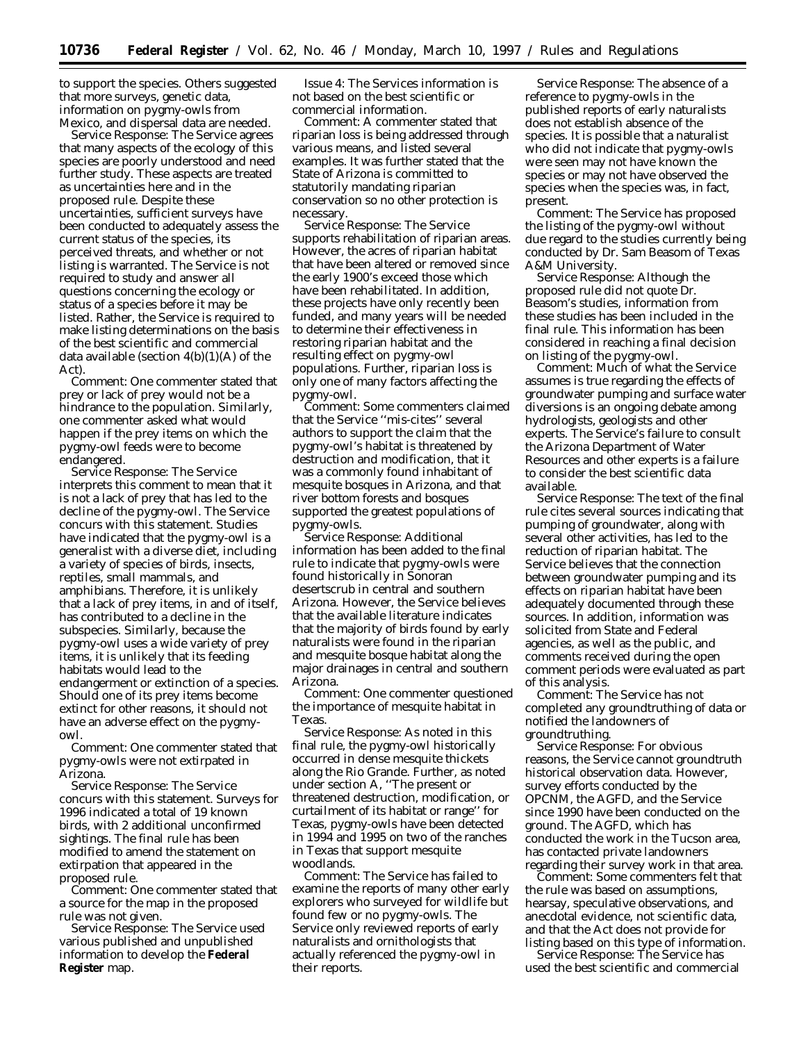to support the species. Others suggested that more surveys, genetic data, information on pygmy-owls from Mexico, and dispersal data are needed.

*Service Response:* The Service agrees that many aspects of the ecology of this species are poorly understood and need further study. These aspects are treated as uncertainties here and in the proposed rule. Despite these uncertainties, sufficient surveys have been conducted to adequately assess the current status of the species, its perceived threats, and whether or not listing is warranted. The Service is not required to study and answer all questions concerning the ecology or status of a species before it may be listed. Rather, the Service is required to make listing determinations on the basis of the best scientific and commercial data available (section 4(b)(1)(A) of the Act).

*Comment:* One commenter stated that prey or lack of prey would not be a hindrance to the population. Similarly, one commenter asked what would happen if the prey items on which the pygmy-owl feeds were to become endangered.

*Service Response:* The Service interprets this comment to mean that it is not a lack of prey that has led to the decline of the pygmy-owl. The Service concurs with this statement. Studies have indicated that the pygmy-owl is a generalist with a diverse diet, including a variety of species of birds, insects, reptiles, small mammals, and amphibians. Therefore, it is unlikely that a lack of prey items, in and of itself, has contributed to a decline in the subspecies. Similarly, because the pygmy-owl uses a wide variety of prey items, it is unlikely that its feeding habitats would lead to the endangerment or extinction of a species. Should one of its prey items become extinct for other reasons, it should not have an adverse effect on the pygmy-owl.

*Comment:* One commenter stated that pygmy-owls were not extirpated in Arizona.

*Service Response:* The Service concurs with this statement. Surveys for 1996 indicated a total of 19 known birds, with 2 additional unconfirmed sightings. The final rule has been modified to amend the statement on extirpation that appeared in the proposed rule.

*Comment:* One commenter stated that a source for the map in the proposed rule was not given.

*Service Response:* The Service used various published and unpublished information to develop the **Federal Register** map.

*Issue 4:* The Services information is not based on the best scientific or commercial information.

*Comment:* A commenter stated that riparian loss is being addressed through various means, and listed several examples. It was further stated that the State of Arizona is committed to statutorily mandating riparian conservation so no other protection is necessary.

*Service Response:* The Service supports rehabilitation of riparian areas. However, the acres of riparian habitat that have been altered or removed since the early 1900's exceed those which have been rehabilitated. In addition, these projects have only recently been funded, and many years will be needed to determine their effectiveness in restoring riparian habitat and the resulting effect on pygmy-owl populations. Further, riparian loss is only one of many factors affecting the pygmy-owl.

*Comment:* Some commenters claimed that the Service ''mis-cites'' several authors to support the claim that the pygmy-owl's habitat is threatened by destruction and modification, that it was a commonly found inhabitant of mesquite bosques in Arizona, and that river bottom forests and bosques supported the greatest populations of pygmy-owls.

*Service Response:* Additional information has been added to the final rule to indicate that pygmy-owls were found historically in Sonoran desertscrub in central and southern Arizona. However, the Service believes that the available literature indicates that the majority of birds found by early naturalists were found in the riparian and mesquite bosque habitat along the major drainages in central and southern Arizona.

*Comment:* One commenter questioned the importance of mesquite habitat in Texas.

*Service Response:* As noted in this final rule, the pygmy-owl historically occurred in dense mesquite thickets along the Rio Grande. Further, as noted under section A, ''The present or threatened destruction, modification, or curtailment of its habitat or range'' for Texas, pygmy-owls have been detected in 1994 and 1995 on two of the ranches in Texas that support mesquite woodlands.

*Comment:* The Service has failed to examine the reports of many other early explorers who surveyed for wildlife but found few or no pygmy-owls. The Service only reviewed reports of early naturalists and ornithologists that actually referenced the pygmy-owl in their reports.

*Service Response:* The absence of a reference to pygmy-owls in the published reports of early naturalists does not establish absence of the species. It is possible that a naturalist who did not indicate that pygmy-owls were seen may not have known the species or may not have observed the species when the species was, in fact, present.

*Comment:* The Service has proposed the listing of the pygmy-owl without due regard to the studies currently being conducted by Dr. Sam Beasom of Texas A&M University.

*Service Response:* Although the proposed rule did not quote Dr. Beasom's studies, information from these studies has been included in the final rule. This information has been considered in reaching a final decision on listing of the pygmy-owl.

*Comment:* Much of what the Service assumes is true regarding the effects of groundwater pumping and surface water diversions is an ongoing debate among hydrologists, geologists and other experts. The Service's failure to consult the Arizona Department of Water Resources and other experts is a failure to consider the best scientific data available.

*Service Response:* The text of the final rule cites several sources indicating that pumping of groundwater, along with several other activities, has led to the reduction of riparian habitat. The Service believes that the connection between groundwater pumping and its effects on riparian habitat have been adequately documented through these sources. In addition, information was solicited from State and Federal agencies, as well as the public, and comments received during the open comment periods were evaluated as part of this analysis.

*Comment:* The Service has not completed any groundtruthing of data or notified the landowners of groundtruthing.

*Service Response:* For obvious reasons, the Service cannot groundtruth historical observation data. However, survey efforts conducted by the OPCNM, the AGFD, and the Service since 1990 have been conducted on the ground. The AGFD, which has conducted the work in the Tucson area, has contacted private landowners regarding their survey work in that area.

*Comment:* Some commenters felt that the rule was based on assumptions, hearsay, speculative observations, and anecdotal evidence, not scientific data, and that the Act does not provide for listing based on this type of information.

*Service Response:* The Service has used the best scientific and commercial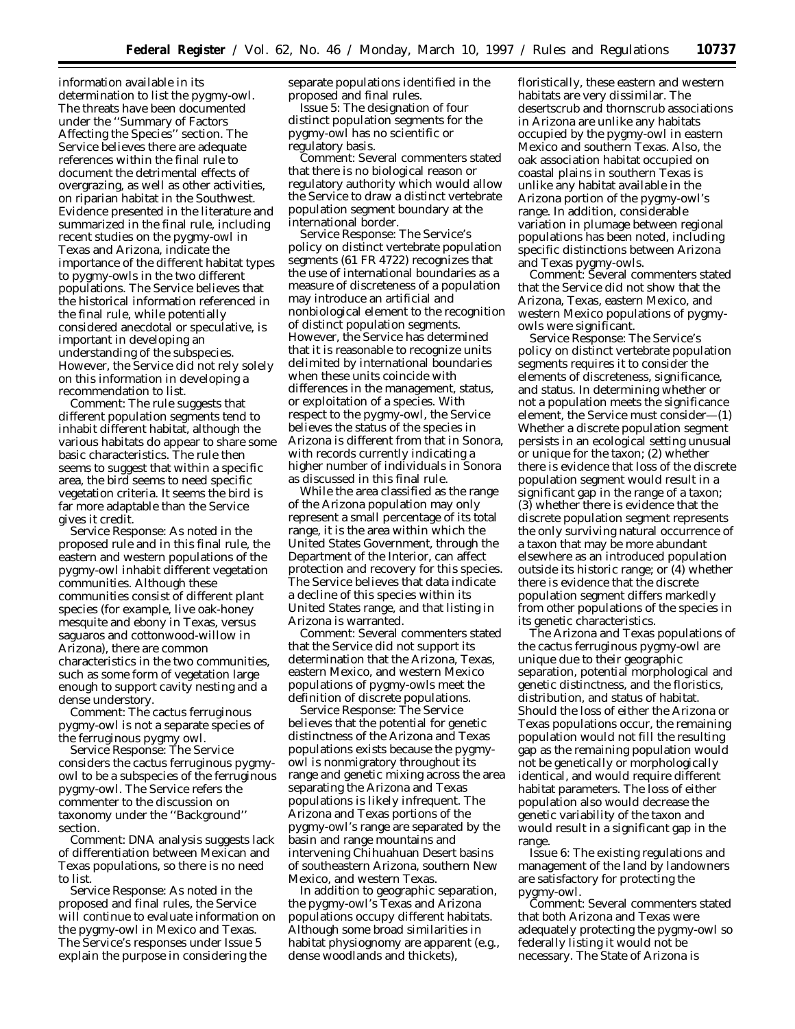information available in its determination to list the pygmy-owl. The threats have been documented under the ''Summary of Factors Affecting the Species'' section. The Service believes there are adequate references within the final rule to document the detrimental effects of overgrazing, as well as other activities, on riparian habitat in the Southwest. Evidence presented in the literature and summarized in the final rule, including recent studies on the pygmy-owl in Texas and Arizona, indicate the importance of the different habitat types to pygmy-owls in the two different populations. The Service believes that the historical information referenced in the final rule, while potentially considered anecdotal or speculative, is important in developing an understanding of the subspecies. However, the Service did not rely solely on this information in developing a recommendation to list.

*Comment:* The rule suggests that different population segments tend to inhabit different habitat, although the various habitats do appear to share some basic characteristics. The rule then seems to suggest that within a specific area, the bird seems to need specific vegetation criteria. It seems the bird is far more adaptable than the Service gives it credit.

*Service Response:* As noted in the proposed rule and in this final rule, the eastern and western populations of the pygmy-owl inhabit different vegetation communities. Although these communities consist of different plant species (for example, live oak-honey mesquite and ebony in Texas, versus saguaros and cottonwood-willow in Arizona), there are common characteristics in the two communities, such as some form of vegetation large enough to support cavity nesting and a dense understory.

*Comment:* The cactus ferruginous pygmy-owl is not a separate species of the ferruginous pygmy owl.

*Service Response:* The Service considers the cactus ferruginous pygmy-owl to be a subspecies of the ferruginous pygmy-owl. The Service refers the commenter to the discussion on taxonomy under the ''Background'' section.

*Comment:* DNA analysis suggests lack of differentiation between Mexican and Texas populations, so there is no need to list.

*Service Response:* As noted in the proposed and final rules, the Service will continue to evaluate information on the pygmy-owl in Mexico and Texas. The Service's responses under Issue 5 explain the purpose in considering the separate populations identified in the proposed and final rules.

*Issue 5:* The designation of four distinct population segments for the pygmy-owl has no scientific or regulatory basis.

*Comment:* Several commenters stated that there is no biological reason or regulatory authority which would allow the Service to draw a distinct vertebrate population segment boundary at the international border.

*Service Response:* The Service's policy on distinct vertebrate population segments (61 FR 4722) recognizes that the use of international boundaries as a measure of discreteness of a population may introduce an artificial and nonbiological element to the recognition of distinct population segments. However, the Service has determined that it is reasonable to recognize units delimited by international boundaries when these units coincide with differences in the management, status, or exploitation of a species. With respect to the pygmy-owl, the Service believes the status of the species in Arizona is different from that in Sonora, with records currently indicating a higher number of individuals in Sonora as discussed in this final rule.

While the area classified as the range of the Arizona population may only represent a small percentage of its total range, it is the area within which the United States Government, through the Department of the Interior, can affect protection and recovery for this species. The Service believes that data indicate a decline of this species within its United States range, and that listing in Arizona is warranted.

*Comment:* Several commenters stated that the Service did not support its determination that the Arizona, Texas, eastern Mexico, and western Mexico populations of pygmy-owls meet the definition of discrete populations.

*Service Response:* The Service believes that the potential for genetic distinctness of the Arizona and Texas populations exists because the pygmy-owl is nonmigratory throughout its range and genetic mixing across the area separating the Arizona and Texas populations is likely infrequent. The Arizona and Texas portions of the pygmy-owl's range are separated by the basin and range mountains and intervening Chihuahuan Desert basins of southeastern Arizona, southern New Mexico, and western Texas.

In addition to geographic separation, the pygmy-owl's Texas and Arizona populations occupy different habitats. Although some broad similarities in habitat physiognomy are apparent (e.g., dense woodlands and thickets), floristically, these eastern and western habitats are very dissimilar. The desertscrub and thornscrub associations in Arizona are unlike any habitats occupied by the pygmy-owl in eastern Mexico and southern Texas. Also, the oak association habitat occupied on coastal plains in southern Texas is unlike any habitat available in the Arizona portion of the pygmy-owl's range. In addition, considerable variation in plumage between regional populations has been noted, including specific distinctions between Arizona and Texas pygmy-owls.

*Comment:* Several commenters stated that the Service did not show that the Arizona, Texas, eastern Mexico, and western Mexico populations of pygmy-owls were significant.

*Service Response:* The Service's policy on distinct vertebrate population segments requires it to consider the elements of discreteness, significance, and status. In determining whether or not a population meets the significance element, the Service must consider—(1) Whether a discrete population segment persists in an ecological setting unusual or unique for the taxon; (2) whether there is evidence that loss of the discrete population segment would result in a significant gap in the range of a taxon; (3) whether there is evidence that the discrete population segment represents the only surviving natural occurrence of a taxon that may be more abundant elsewhere as an introduced population outside its historic range; or (4) whether there is evidence that the discrete population segment differs markedly from other populations of the species in its genetic characteristics.

The Arizona and Texas populations of the cactus ferruginous pygmy-owl are unique due to their geographic separation, potential morphological and genetic distinctness, and the floristics, distribution, and status of habitat. Should the loss of either the Arizona or Texas populations occur, the remaining population would not fill the resulting gap as the remaining population would not be genetically or morphologically identical, and would require different habitat parameters. The loss of either population also would decrease the genetic variability of the taxon and would result in a significant gap in the range.

*Issue 6:* The existing regulations and management of the land by landowners are satisfactory for protecting the pygmy-owl.

*Comment:* Several commenters stated that both Arizona and Texas were adequately protecting the pygmy-owl so federally listing it would not be necessary. The State of Arizona is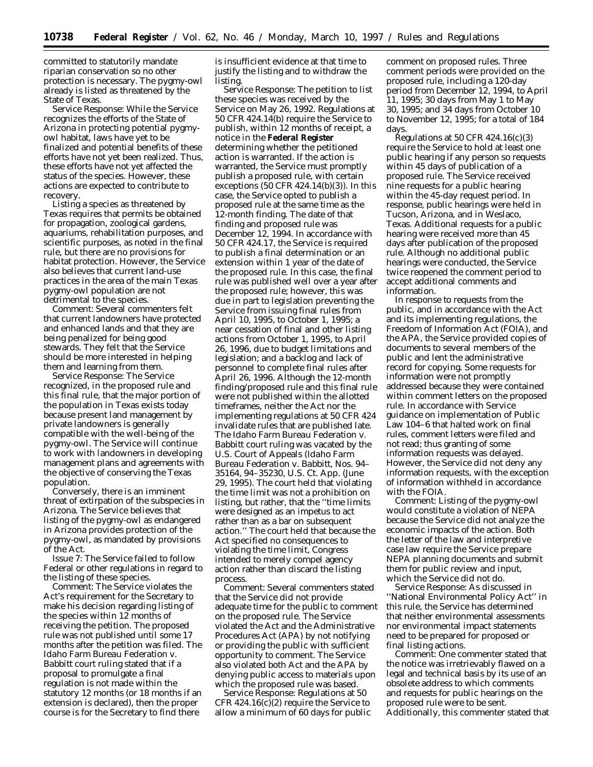committed to statutorily mandate riparian conservation so no other protection is necessary. The pygmy-owl already is listed as threatened by the State of Texas.

*Service Response:* While the Service recognizes the efforts of the State of Arizona in protecting potential pygmy-owl habitat, laws have yet to be finalized and potential benefits of these efforts have not yet been realized. Thus, these efforts have not yet affected the status of the species. However, these actions are expected to contribute to recovery.

Listing a species as threatened by Texas requires that permits be obtained for propagation, zoological gardens, aquariums, rehabilitation purposes, and scientific purposes, as noted in the final rule, but there are no provisions for habitat protection. However, the Service also believes that current land-use practices in the area of the main Texas pygmy-owl population are not detrimental to the species.

*Comment:* Several commenters felt that current landowners have protected and enhanced lands and that they are being penalized for being good stewards. They felt that the Service should be more interested in helping them and learning from them.

*Service Response:* The Service recognized, in the proposed rule and this final rule, that the major portion of the population in Texas exists today because present land management by private landowners is generally compatible with the well-being of the pygmy-owl. The Service will continue to work with landowners in developing management plans and agreements with the objective of conserving the Texas population.

Conversely, there is an imminent threat of extirpation of the subspecies in Arizona. The Service believes that listing of the pygmy-owl as endangered in Arizona provides protection of the pygmy-owl, as mandated by provisions of the Act.

*Issue 7:* The Service failed to follow Federal or other regulations in regard to the listing of these species.

*Comment:* The Service violates the Act's requirement for the Secretary to make his decision regarding listing of the species within 12 months of receiving the petition. The proposed rule was not published until some 17 months after the petition was filed. The Idaho Farm Bureau Federation v. Babbitt court ruling stated that if a proposal to promulgate a final regulation is not made within the statutory 12 months (or 18 months if an extension is declared), then the proper course is for the Secretary to find there is insufficient evidence at that time to justify the listing and to withdraw the listing.

*Service Response:* The petition to list these species was received by the Service on May 26, 1992. Regulations at 50 CFR 424.14(b) require the Service to publish, within 12 months of receipt, a notice in the **Federal Register** determining whether the petitioned action is warranted. If the action is warranted, the Service must promptly publish a proposed rule, with certain exceptions (50 CFR 424.14(b)(3)). In this case, the Service opted to publish a proposed rule at the same time as the 12-month finding. The date of that finding and proposed rule was December 12, 1994. In accordance with 50 CFR 424.17, the Service is required to publish a final determination or an extension within 1 year of the date of the proposed rule. In this case, the final rule was published well over a year after the proposed rule; however, this was due in part to legislation preventing the Service from issuing final rules from April 10, 1995, to October 1, 1995; a near cessation of final and other listing actions from October 1, 1995, to April 26, 1996, due to budget limitations and legislation; and a backlog and lack of personnel to complete final rules after April 26, 1996. Although the 12-month finding/proposed rule and this final rule were not published within the allotted timeframes, neither the Act nor the implementing regulations at 50 CFR 424 invalidate rules that are published late. The Idaho Farm Bureau Federation v. Babbitt court ruling was vacated by the U.S. Court of Appeals (*Idaho Farm Bureau Federation* v. *Babbitt,* Nos. 94–35164, 94–35230, U.S. Ct. App. (June 29, 1995). The court held that violating the time limit was not a prohibition on listing, but rather, that the "time limits were designed as an impetus to act rather than as a bar on subsequent action." The court held that because the Act specified no consequences to violating the time limit, Congress intended to merely compel agency action rather than discard the listing process.

*Comment:* Several commenters stated that the Service did not provide adequate time for the public to comment on the proposed rule. The Service violated the Act and the Administrative Procedures Act (APA) by not notifying or providing the public with sufficient opportunity to comment. The Service also violated both Act and the APA by denying public access to materials upon which the proposed rule was based.

*Service Response:* Regulations at 50 CFR 424.16(c)(2) require the Service to allow a minimum of 60 days for public comment on proposed rules. Three comment periods were provided on the proposed rule, including a 120-day period from December 12, 1994, to April 11, 1995; 30 days from May 1 to May 30, 1995; and 34 days from October 10 to November 12, 1995; for a total of 184 days.

Regulations at 50 CFR 424.16(c)(3) require the Service to hold at least one public hearing if any person so requests within 45 days of publication of a proposed rule. The Service received nine requests for a public hearing within the 45-day request period. In response, public hearings were held in Tucson, Arizona, and in Weslaco, Texas. Additional requests for a public hearing were received more than 45 days after publication of the proposed rule. Although no additional public hearings were conducted, the Service twice reopened the comment period to accept additional comments and information.

In response to requests from the public, and in accordance with the Act and its implementing regulations, the Freedom of Information Act (FOIA), and the APA, the Service provided copies of documents to several members of the public and lent the administrative record for copying. Some requests for information were not promptly addressed because they were contained within comment letters on the proposed rule. In accordance with Service guidance on implementation of Public Law 104–6 that halted work on final rules, comment letters were filed and not read; thus granting of some information requests was delayed. However, the Service did not deny any information requests, with the exception of information withheld in accordance with the FOIA.

*Comment:* Listing of the pygmy-owl would constitute a violation of NEPA because the Service did not analyze the economic impacts of the action. Both the letter of the law and interpretive case law require the Service prepare NEPA planning documents and submit them for public review and input, which the Service did not do.

*Service Response:* As discussed in "National Environmental Policy Act" in this rule, the Service has determined that neither environmental assessments nor environmental impact statements need to be prepared for proposed or final listing actions.

*Comment:* One commenter stated that the notice was irretrievably flawed on a legal and technical basis by its use of an obsolete address to which comments and requests for public hearings on the proposed rule were to be sent. Additionally, this commenter stated that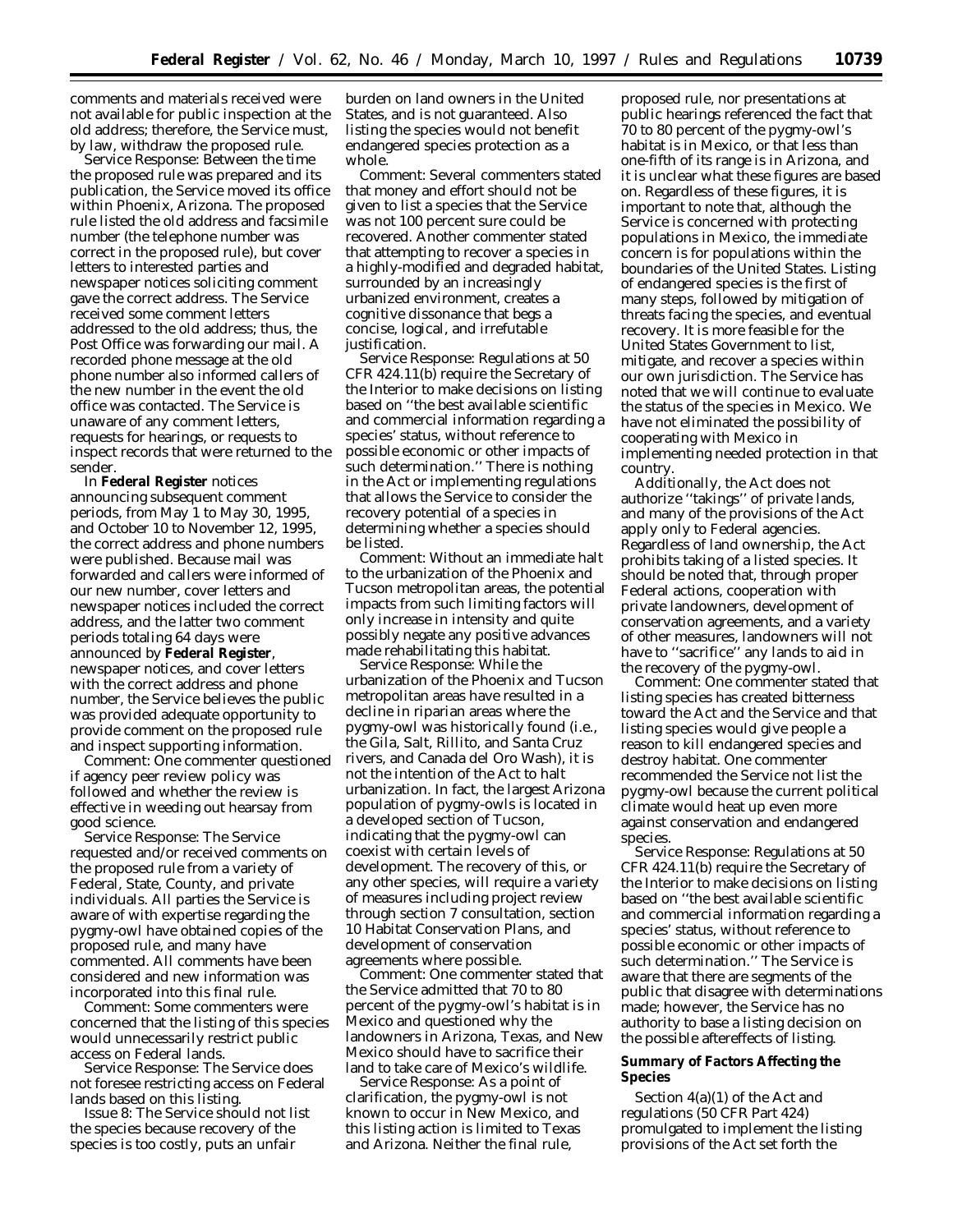comments and materials received were not available for public inspection at the old address; therefore, the Service must, by law, withdraw the proposed rule.

Service Response: Between the time the proposed rule was prepared and its publication, the Service moved its office within Phoenix, Arizona. The proposed rule listed the old address and facsimile number (the telephone number was correct in the proposed rule), but cover letters to interested parties and newspaper notices soliciting comment gave the correct address. The Service received some comment letters addressed to the old address; thus, the Post Office was forwarding our mail. A recorded phone message at the old phone number also informed callers of the new number in the event the old office was contacted. The Service is unaware of any comment letters, requests for hearings, or requests to inspect records that were returned to the sender.

In **Federal Register** notices announcing subsequent comment periods, from May 1 to May 30, 1995, and October 10 to November 12, 1995, the correct address and phone numbers were published. Because mail was forwarded and callers were informed of our new number, cover letters and newspaper notices included the correct address, and the latter two comment periods totaling 64 days were announced by **Federal Register**, newspaper notices, and cover letters with the correct address and phone number, the Service believes the public was provided adequate opportunity to provide comment on the proposed rule and inspect supporting information.

Comment: One commenter questioned if agency peer review policy was followed and whether the review is effective in weeding out hearsay from good science.

Service Response: The Service requested and/or received comments on the proposed rule from a variety of Federal, State, County, and private individuals. All parties the Service is aware of with expertise regarding the pygmy-owl have obtained copies of the proposed rule, and many have commented. All comments have been considered and new information was incorporated into this final rule.

Comment: Some commenters were concerned that the listing of this species would unnecessarily restrict public access on Federal lands.

Service Response: The Service does not foresee restricting access on Federal lands based on this listing.

Issue 8: The Service should not list the species because recovery of the species is too costly, puts an unfair burden on land owners in the United States, and is not guaranteed. Also listing the species would not benefit endangered species protection as a whole.

Comment: Several commenters stated that money and effort should not be given to list a species that the Service was not 100 percent sure could be recovered. Another commenter stated that attempting to recover a species in a highly-modified and degraded habitat, surrounded by an increasingly urbanized environment, creates a cognitive dissonance that begs a concise, logical, and irrefutable justification.

Service Response: Regulations at 50 CFR 424.11(b) require the Secretary of the Interior to make decisions on listing based on ''the best available scientific and commercial information regarding a species' status, without reference to possible economic or other impacts of such determination.'' There is nothing in the Act or implementing regulations that allows the Service to consider the recovery potential of a species in determining whether a species should be listed.

Comment: Without an immediate halt to the urbanization of the Phoenix and Tucson metropolitan areas, the potential impacts from such limiting factors will only increase in intensity and quite possibly negate any positive advances made rehabilitating this habitat.

Service Response: While the urbanization of the Phoenix and Tucson metropolitan areas have resulted in a decline in riparian areas where the pygmy-owl was historically found (i.e., the Gila, Salt, Rillito, and Santa Cruz rivers, and Canada del Oro Wash), it is not the intention of the Act to halt urbanization. In fact, the largest Arizona population of pygmy-owls is located in a developed section of Tucson, indicating that the pygmy-owl can coexist with certain levels of development. The recovery of this, or any other species, will require a variety of measures including project review through section 7 consultation, section 10 Habitat Conservation Plans, and development of conservation agreements where possible.

Comment: One commenter stated that the Service admitted that 70 to 80 percent of the pygmy-owl's habitat is in Mexico and questioned why the landowners in Arizona, Texas, and New Mexico should have to sacrifice their land to take care of Mexico's wildlife.

Service Response: As a point of clarification, the pygmy-owl is not known to occur in New Mexico, and this listing action is limited to Texas and Arizona. Neither the final rule, proposed rule, nor presentations at public hearings referenced the fact that 70 to 80 percent of the pygmy-owl's habitat is in Mexico, or that less than one-fifth of its range is in Arizona, and it is unclear what these figures are based on. Regardless of these figures, it is important to note that, although the Service is concerned with protecting populations in Mexico, the immediate concern is for populations within the boundaries of the United States. Listing of endangered species is the first of many steps, followed by mitigation of threats facing the species, and eventual recovery. It is more feasible for the United States Government to list, mitigate, and recover a species within our own jurisdiction. The Service has noted that we will continue to evaluate the status of the species in Mexico. We have not eliminated the possibility of cooperating with Mexico in implementing needed protection in that country.

Additionally, the Act does not authorize ''takings'' of private lands, and many of the provisions of the Act apply only to Federal agencies. Regardless of land ownership, the Act prohibits taking of a listed species. It should be noted that, through proper Federal actions, cooperation with private landowners, development of conservation agreements, and a variety of other measures, landowners will not have to ''sacrifice'' any lands to aid in the recovery of the pygmy-owl.

Comment: One commenter stated that listing species has created bitterness toward the Act and the Service and that listing species would give people a reason to kill endangered species and destroy habitat. One commenter recommended the Service not list the pygmy-owl because the current political climate would heat up even more against conservation and endangered species.

Service Response: Regulations at 50 CFR 424.11(b) require the Secretary of the Interior to make decisions on listing based on ''the best available scientific and commercial information regarding a species' status, without reference to possible economic or other impacts of such determination.'' The Service is aware that there are segments of the public that disagree with determinations made; however, the Service has no authority to base a listing decision on the possible aftereffects of listing.

## Summary of Factors Affecting the Species

Section 4(a)(1) of the Act and regulations (50 CFR Part 424) promulgated to implement the listing provisions of the Act set forth the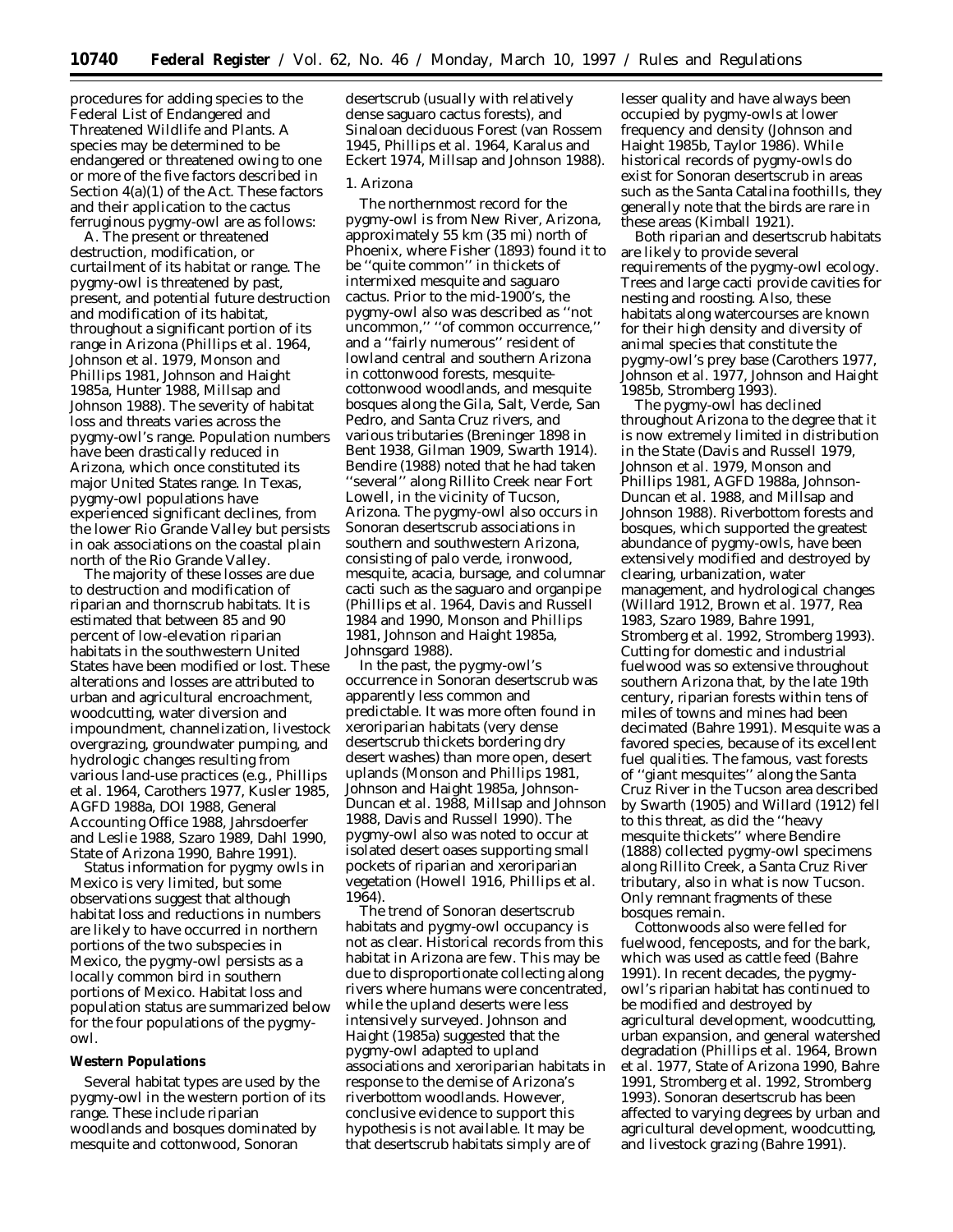procedures for adding species to the Federal List of Endangered and Threatened Wildlife and Plants. A species may be determined to be endangered or threatened owing to one or more of the five factors described in Section 4(a)(1) of the Act. These factors and their application to the cactus ferruginous pygmy-owl are as follows:

A. *The present or threatened destruction, modification, or curtailment of its habitat or range.* The pygmy-owl is threatened by past, present, and potential future destruction and modification of its habitat, throughout a significant portion of its range in Arizona (Phillips *et al.* 1964, Johnson *et al.* 1979, Monson and Phillips 1981, Johnson and Haight 1985a, Hunter 1988, Millsap and Johnson 1988). The severity of habitat loss and threats varies across the pygmy-owl's range. Population numbers have been drastically reduced in Arizona, which once constituted its major United States range. In Texas, pygmy-owl populations have experienced significant declines, from the lower Rio Grande Valley but persists in oak associations on the coastal plain north of the Rio Grande Valley.

The majority of these losses are due to destruction and modification of riparian and thornscrub habitats. It is estimated that between 85 and 90 percent of low-elevation riparian habitats in the southwestern United States have been modified or lost. These alterations and losses are attributed to urban and agricultural encroachment, woodcutting, water diversion and impoundment, channelization, livestock overgrazing, groundwater pumping, and hydrologic changes resulting from various land-use practices (e.g., Phillips *et al.* 1964, Carothers 1977, Kusler 1985, AGFD 1988a, DOI 1988, General Accounting Office 1988, Jahrsdoerfer and Leslie 1988, Szaro 1989, Dahl 1990, State of Arizona 1990, Bahre 1991).

Status information for pygmy owls in Mexico is very limited, but some observations suggest that although habitat loss and reductions in numbers are likely to have occurred in northern portions of the two subspecies in Mexico, the pygmy-owl persists as a locally common bird in southern portions of Mexico. Habitat loss and population status are summarized below for the four populations of the pygmy-owl.

**Western Populations**

Several habitat types are used by the pygmy-owl in the western portion of its range. These include riparian woodlands and bosques dominated by mesquite and cottonwood, Sonoran desertscrub (usually with relatively dense saguaro cactus forests), and Sinaloan deciduous Forest (van Rossem 1945, Phillips *et al.* 1964, Karalus and Eckert 1974, Millsap and Johnson 1988).

*1. Arizona*

The northernmost record for the pygmy-owl is from New River, Arizona, approximately 55 km (35 mi) north of Phoenix, where Fisher (1893) found it to be ''quite common'' in thickets of intermixed mesquite and saguaro cactus. Prior to the mid-1900's, the pygmy-owl also was described as ''not uncommon,'' ''of common occurrence,'' and a ''fairly numerous'' resident of lowland central and southern Arizona in cottonwood forests, mesquite-cottonwood woodlands, and mesquite bosques along the Gila, Salt, Verde, San Pedro, and Santa Cruz rivers, and various tributaries (Breninger 1898 in Bent 1938, Gilman 1909, Swarth 1914). Bendire (1988) noted that he had taken ''several'' along Rillito Creek near Fort Lowell, in the vicinity of Tucson, Arizona. The pygmy-owl also occurs in Sonoran desertscrub associations in southern and southwestern Arizona, consisting of palo verde, ironwood, mesquite, acacia, bursage, and columnar cacti such as the saguaro and organpipe (Phillips *et al.* 1964, Davis and Russell 1984 and 1990, Monson and Phillips 1981, Johnson and Haight 1985a, Johnsgard 1988).

In the past, the pygmy-owl's occurrence in Sonoran desertscrub was apparently less common and predictable. It was more often found in xeroriparian habitats (very dense desertscrub thickets bordering dry desert washes) than more open, desert uplands (Monson and Phillips 1981, Johnson and Haight 1985a, Johnson-Duncan *et al.* 1988, Millsap and Johnson 1988, Davis and Russell 1990). The pygmy-owl also was noted to occur at isolated desert oases supporting small pockets of riparian and xeroriparian vegetation (Howell 1916, Phillips *et al.* 1964).

The trend of Sonoran desertscrub habitats and pygmy-owl occupancy is not as clear. Historical records from this habitat in Arizona are few. This may be due to disproportionate collecting along rivers where humans were concentrated, while the upland deserts were less intensively surveyed. Johnson and Haight (1985a) suggested that the pygmy-owl adapted to upland associations and xeroriparian habitats in response to the demise of Arizona's riverbottom woodlands. However, conclusive evidence to support this hypothesis is not available. It may be that desertscrub habitats simply are of lesser quality and have always been occupied by pygmy-owls at lower frequency and density (Johnson and Haight 1985b, Taylor 1986). While historical records of pygmy-owls do exist for Sonoran desertscrub in areas such as the Santa Catalina foothills, they generally note that the birds are rare in these areas (Kimball 1921).

Both riparian and desertscrub habitats are likely to provide several requirements of the pygmy-owl ecology. Trees and large cacti provide cavities for nesting and roosting. Also, these habitats along watercourses are known for their high density and diversity of animal species that constitute the pygmy-owl's prey base (Carothers 1977, Johnson *et al.* 1977, Johnson and Haight 1985b, Stromberg 1993).

The pygmy-owl has declined throughout Arizona to the degree that it is now extremely limited in distribution in the State (Davis and Russell 1979, Johnson *et al.* 1979, Monson and Phillips 1981, AGFD 1988a, Johnson-Duncan *et al.* 1988, and Millsap and Johnson 1988). Riverbottom forests and bosques, which supported the greatest abundance of pygmy-owls, have been extensively modified and destroyed by clearing, urbanization, water management, and hydrological changes (Willard 1912, Brown *et al.* 1977, Rea 1983, Szaro 1989, Bahre 1991, Stromberg *et al.* 1992, Stromberg 1993). Cutting for domestic and industrial fuelwood was so extensive throughout southern Arizona that, by the late 19th century, riparian forests within tens of miles of towns and mines had been decimated (Bahre 1991). Mesquite was a favored species, because of its excellent fuel qualities. The famous, vast forests of ''giant mesquites'' along the Santa Cruz River in the Tucson area described by Swarth (1905) and Willard (1912) fell to this threat, as did the ''heavy mesquite thickets'' where Bendire (1888) collected pygmy-owl specimens along Rillito Creek, a Santa Cruz River tributary, also in what is now Tucson. Only remnant fragments of these bosques remain.

Cottonwoods also were felled for fuelwood, fenceposts, and for the bark, which was used as cattle feed (Bahre 1991). In recent decades, the pygmy-owl's riparian habitat has continued to be modified and destroyed by agricultural development, woodcutting, urban expansion, and general watershed degradation (Phillips *et al.* 1964, Brown *et al.* 1977, State of Arizona 1990, Bahre 1991, Stromberg *et al.* 1992, Stromberg 1993). Sonoran desertscrub has been affected to varying degrees by urban and agricultural development, woodcutting, and livestock grazing (Bahre 1991).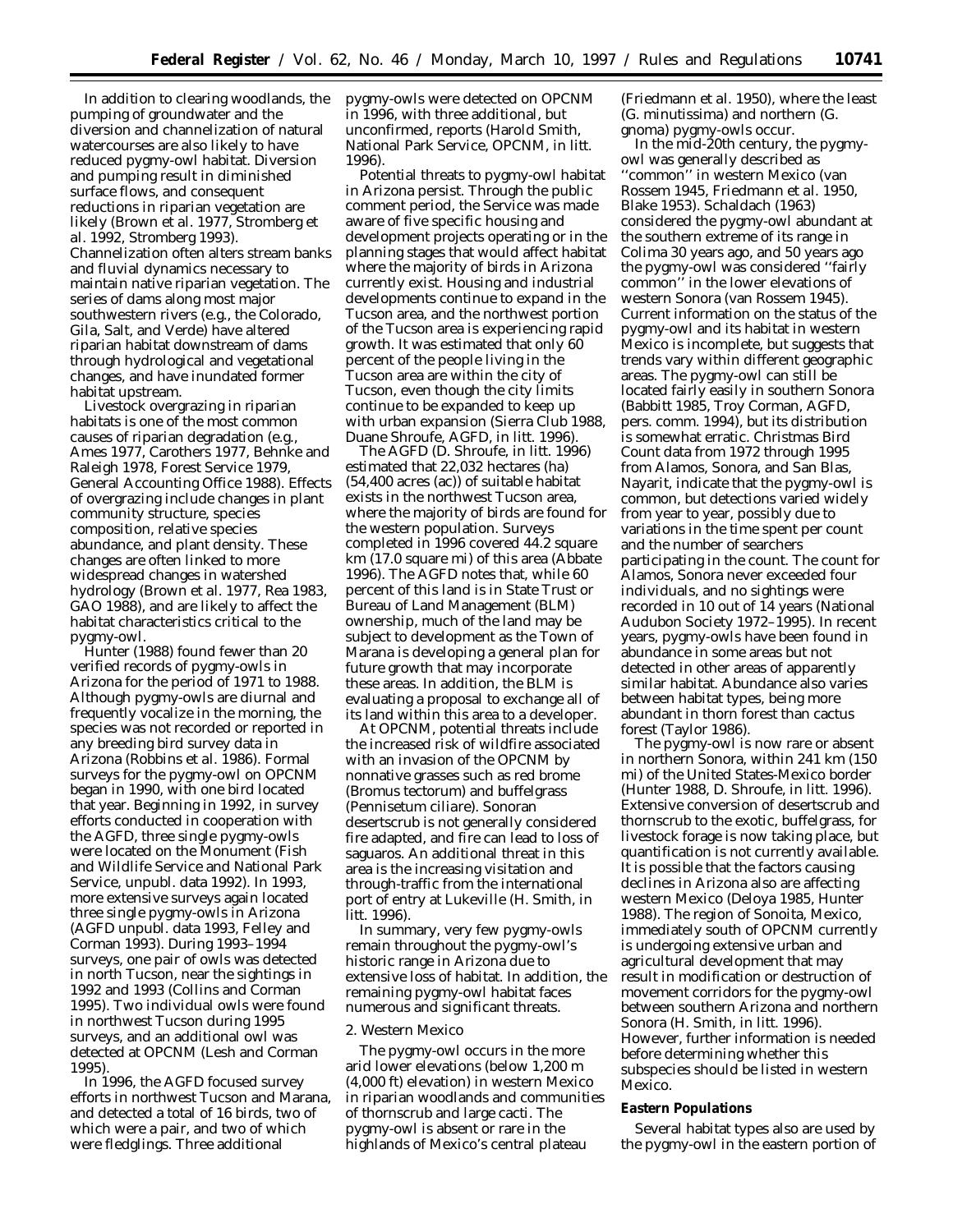In addition to clearing woodlands, the pumping of groundwater and the diversion and channelization of natural watercourses are also likely to have reduced pygmy-owl habitat. Diversion and pumping result in diminished surface flows, and consequent reductions in riparian vegetation are likely (Brown et al. 1977, Stromberg et al. 1992, Stromberg 1993). Channelization often alters stream banks and fluvial dynamics necessary to maintain native riparian vegetation. The series of dams along most major southwestern rivers (e.g., the Colorado, Gila, Salt, and Verde) have altered riparian habitat downstream of dams through hydrological and vegetational changes, and have inundated former habitat upstream.

Livestock overgrazing in riparian habitats is one of the most common causes of riparian degradation (e.g., Ames 1977, Carothers 1977, Behnke and Raleigh 1978, Forest Service 1979, General Accounting Office 1988). Effects of overgrazing include changes in plant community structure, species composition, relative species abundance, and plant density. These changes are often linked to more widespread changes in watershed hydrology (Brown et al. 1977, Rea 1983, GAO 1988), and are likely to affect the habitat characteristics critical to the pygmy-owl.

Hunter (1988) found fewer than 20 verified records of pygmy-owls in Arizona for the period of 1971 to 1988. Although pygmy-owls are diurnal and frequently vocalize in the morning, the species was not recorded or reported in any breeding bird survey data in Arizona (Robbins et al. 1986). Formal surveys for the pygmy-owl on OPCNM began in 1990, with one bird located that year. Beginning in 1992, in survey efforts conducted in cooperation with the AGFD, three single pygmy-owls were located on the Monument (Fish and Wildlife Service and National Park Service, unpubl. data 1992). In 1993, more extensive surveys again located three single pygmy-owls in Arizona (AGFD unpubl. data 1993, Felley and Corman 1993). During 1993–1994 surveys, one pair of owls was detected in north Tucson, near the sightings in 1992 and 1993 (Collins and Corman 1995). Two individual owls were found in northwest Tucson during 1995 surveys, and an additional owl was detected at OPCNM (Lesh and Corman 1995).

In 1996, the AGFD focused survey efforts in northwest Tucson and Marana, and detected a total of 16 birds, two of which were a pair, and two of which were fledglings. Three additional pygmy-owls were detected on OPCNM in 1996, with three additional, but unconfirmed, reports (Harold Smith, National Park Service, OPCNM, in litt. 1996).

Potential threats to pygmy-owl habitat in Arizona persist. Through the public comment period, the Service was made aware of five specific housing and development projects operating or in the planning stages that would affect habitat where the majority of birds in Arizona currently exist. Housing and industrial developments continue to expand in the Tucson area, and the northwest portion of the Tucson area is experiencing rapid growth. It was estimated that only 60 percent of the people living in the Tucson area are within the city of Tucson, even though the city limits continue to be expanded to keep up with urban expansion (Sierra Club 1988, Duane Shroufe, AGFD, in litt. 1996).

The AGFD (D. Shroufe, in litt. 1996) estimated that 22,032 hectares (ha) (54,400 acres (ac)) of suitable habitat exists in the northwest Tucson area, where the majority of birds are found for the western population. Surveys completed in 1996 covered 44.2 square km (17.0 square mi) of this area (Abbate 1996). The AGFD notes that, while 60 percent of this land is in State Trust or Bureau of Land Management (BLM) ownership, much of the land may be subject to development as the Town of Marana is developing a general plan for future growth that may incorporate these areas. In addition, the BLM is evaluating a proposal to exchange all of its land within this area to a developer.

At OPCNM, potential threats include the increased risk of wildfire associated with an invasion of the OPCNM by nonnative grasses such as red brome (*Bromus tectorum*) and buffelgrass (*Pennisetum ciliare*). Sonoran desertscrub is not generally considered fire adapted, and fire can lead to loss of saguaros. An additional threat in this area is the increasing visitation and through-traffic from the international port of entry at Lukeville (H. Smith, in litt. 1996).

In summary, very few pygmy-owls remain throughout the pygmy-owl's historic range in Arizona due to extensive loss of habitat. In addition, the remaining pygmy-owl habitat faces numerous and significant threats.

2. Western Mexico

The pygmy-owl occurs in the more arid lower elevations (below 1,200 m (4,000 ft) elevation) in western Mexico in riparian woodlands and communities of thornscrub and large cacti. The pygmy-owl is absent or rare in the highlands of Mexico's central plateau (Friedmann et al. 1950), where the least (*G. minutissima*) and northern (*G. gnoma*) pygmy-owls occur.

In the mid-20th century, the pygmy-owl was generally described as "common" in western Mexico (van Rossem 1945, Friedmann et al. 1950, Blake 1953). Schaldach (1963) considered the pygmy-owl abundant at the southern extreme of its range in Colima 30 years ago, and 50 years ago the pygmy-owl was considered "fairly common" in the lower elevations of western Sonora (van Rossem 1945). Current information on the status of the pygmy-owl and its habitat in western Mexico is incomplete, but suggests that trends vary within different geographic areas. The pygmy-owl can still be located fairly easily in southern Sonora (Babbitt 1985, Troy Corman, AGFD, pers. comm. 1994), but its distribution is somewhat erratic. Christmas Bird Count data from 1972 through 1995 from Alamos, Sonora, and San Blas, Nayarit, indicate that the pygmy-owl is common, but detections varied widely from year to year, possibly due to variations in the time spent per count and the number of searchers participating in the count. The count for Alamos, Sonora never exceeded four individuals, and no sightings were recorded in 10 out of 14 years (National Audubon Society 1972–1995). In recent years, pygmy-owls have been found in abundance in some areas but not detected in other areas of apparently similar habitat. Abundance also varies between habitat types, being more abundant in thorn forest than cactus forest (Taylor 1986).

The pygmy-owl is now rare or absent in northern Sonora, within 241 km (150 mi) of the United States-Mexico border (Hunter 1988, D. Shroufe, in litt. 1996). Extensive conversion of desertscrub and thornscrub to the exotic, buffelgrass, for livestock forage is now taking place, but quantification is not currently available. It is possible that the factors causing declines in Arizona also are affecting western Mexico (Deloya 1985, Hunter 1988). The region of Sonoita, Mexico, immediately south of OPCNM currently is undergoing extensive urban and agricultural development that may result in modification or destruction of movement corridors for the pygmy-owl between southern Arizona and northern Sonora (H. Smith, in litt. 1996). However, further information is needed before determining whether this subspecies should be listed in western Mexico.

**Eastern Populations**

Several habitat types also are used by the pygmy-owl in the eastern portion of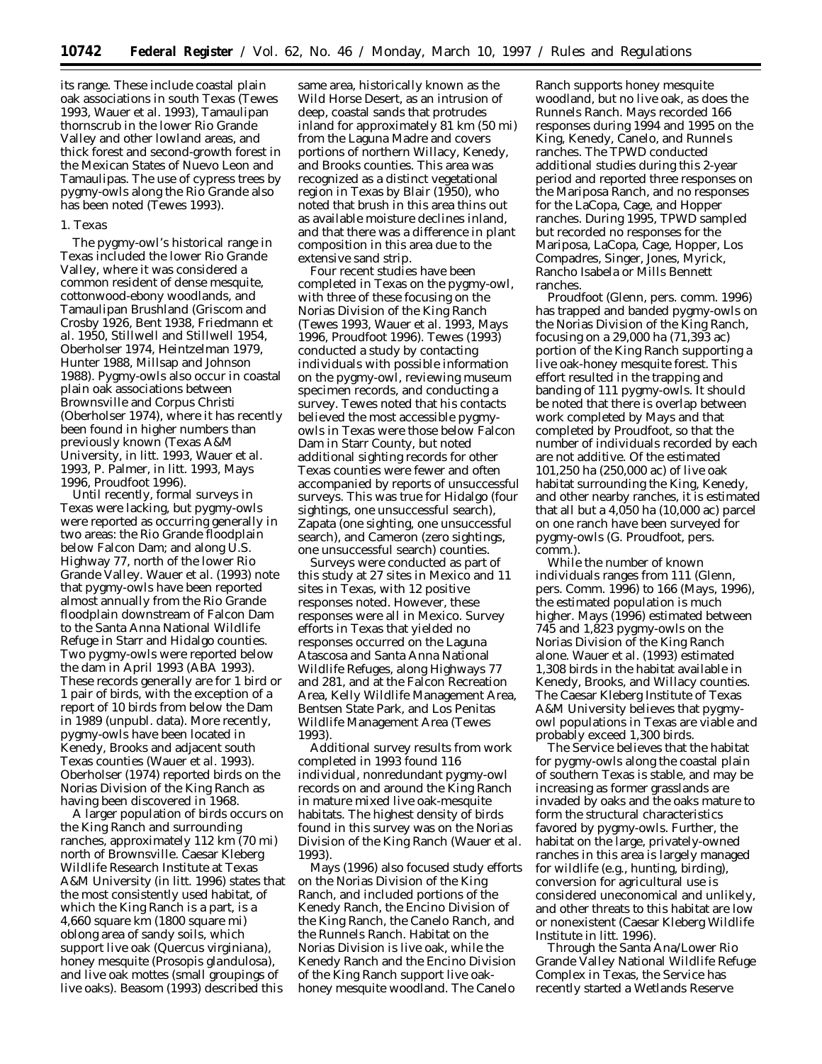its range. These include coastal plain oak associations in south Texas (Tewes 1993, Wauer et al. 1993), Tamaulipan thornscrub in the lower Rio Grande Valley and other lowland areas, and thick forest and second-growth forest in the Mexican States of Nuevo Leon and Tamaulipas. The use of cypress trees by pygmy-owls along the Rio Grande also has been noted (Tewes 1993).

1. Texas

The pygmy-owl's historical range in Texas included the lower Rio Grande Valley, where it was considered a common resident of dense mesquite, cottonwood-ebony woodlands, and Tamaulipan Brushland (Griscom and Crosby 1926, Bent 1938, Friedmann et al. 1950, Stillwell and Stillwell 1954, Oberholser 1974, Heintzelman 1979, Hunter 1988, Millsap and Johnson 1988). Pygmy-owls also occur in coastal plain oak associations between Brownsville and Corpus Christi (Oberholser 1974), where it has recently been found in higher numbers than previously known (Texas A&M University, in litt. 1993, Wauer et al. 1993, P. Palmer, in litt. 1993, Mays 1996, Proudfoot 1996).

Until recently, formal surveys in Texas were lacking, but pygmy-owls were reported as occurring generally in two areas: the Rio Grande floodplain below Falcon Dam; and along U.S. Highway 77, north of the lower Rio Grande Valley. Wauer et al. (1993) note that pygmy-owls have been reported almost annually from the Rio Grande floodplain downstream of Falcon Dam to the Santa Anna National Wildlife Refuge in Starr and Hidalgo counties. Two pygmy-owls were reported below the dam in April 1993 (ABA 1993). These records generally are for 1 bird or 1 pair of birds, with the exception of a report of 10 birds from below the Dam in 1989 (unpubl. data). More recently, pygmy-owls have been located in Kenedy, Brooks and adjacent south Texas counties (Wauer et al. 1993). Oberholser (1974) reported birds on the Norias Division of the King Ranch as having been discovered in 1968.

A larger population of birds occurs on the King Ranch and surrounding ranches, approximately 112 km (70 mi) north of Brownsville. Caesar Kleberg Wildlife Research Institute at Texas A&M University (in litt. 1996) states that the most consistently used habitat, of which the King Ranch is a part, is a 4,660 square km (1800 square mi) oblong area of sandy soils, which support live oak (*Quercus virginiana*), honey mesquite (*Prosopis glandulosa*), and live oak mottes (small groupings of live oaks). Beasom (1993) described this same area, historically known as the Wild Horse Desert, as an intrusion of deep, coastal sands that protrudes inland for approximately 81 km (50 mi) from the Laguna Madre and covers portions of northern Willacy, Kenedy, and Brooks counties. This area was recognized as a distinct vegetational region in Texas by Blair (1950), who noted that brush in this area thins out as available moisture declines inland, and that there was a difference in plant composition in this area due to the extensive sand strip.

Four recent studies have been completed in Texas on the pygmy-owl, with three of these focusing on the Norias Division of the King Ranch (Tewes 1993, Wauer et al. 1993, Mays 1996, Proudfoot 1996). Tewes (1993) conducted a study by contacting individuals with possible information on the pygmy-owl, reviewing museum specimen records, and conducting a survey. Tewes noted that his contacts believed the most accessible pygmy-owls in Texas were those below Falcon Dam in Starr County, but noted additional sighting records for other Texas counties were fewer and often accompanied by reports of unsuccessful surveys. This was true for Hidalgo (four sightings, one unsuccessful search), Zapata (one sighting, one unsuccessful search), and Cameron (zero sightings, one unsuccessful search) counties.

Surveys were conducted as part of this study at 27 sites in Mexico and 11 sites in Texas, with 12 positive responses noted. However, these responses were all in Mexico. Survey efforts in Texas that yielded no responses occurred on the Laguna Atascosa and Santa Anna National Wildlife Refuges, along Highways 77 and 281, and at the Falcon Recreation Area, Kelly Wildlife Management Area, Bentsen State Park, and Los Penitas Wildlife Management Area (Tewes 1993).

Additional survey results from work completed in 1993 found 116 individual, nonredundant pygmy-owl records on and around the King Ranch in mature mixed live oak-mesquite habitats. The highest density of birds found in this survey was on the Norias Division of the King Ranch (Wauer et al. 1993).

Mays (1996) also focused study efforts on the Norias Division of the King Ranch, and included portions of the Kenedy Ranch, the Encino Division of the King Ranch, the Canelo Ranch, and the Runnels Ranch. Habitat on the Norias Division is live oak, while the Kenedy Ranch and the Encino Division of the King Ranch support live oak-honey mesquite woodland. The Canelo Ranch supports honey mesquite woodland, but no live oak, as does the Runnels Ranch. Mays recorded 166 responses during 1994 and 1995 on the King, Kenedy, Canelo, and Runnels ranches. The TPWD conducted additional studies during this 2-year period and reported three responses on the Mariposa Ranch, and no responses for the LaCopa, Cage, and Hopper ranches. During 1995, TPWD sampled but recorded no responses for the Mariposa, LaCopa, Cage, Hopper, Los Compadres, Singer, Jones, Myrick, Rancho Isabela or Mills Bennett ranches.

Proudfoot (Glenn, pers. comm. 1996) has trapped and banded pygmy-owls on the Norias Division of the King Ranch, focusing on a 29,000 ha (71,393 ac) portion of the King Ranch supporting a live oak-honey mesquite forest. This effort resulted in the trapping and banding of 111 pygmy-owls. It should be noted that there is overlap between work completed by Mays and that completed by Proudfoot, so that the number of individuals recorded by each are not additive. Of the estimated 101,250 ha (250,000 ac) of live oak habitat surrounding the King, Kenedy, and other nearby ranches, it is estimated that all but a 4,050 ha (10,000 ac) parcel on one ranch have been surveyed for pygmy-owls (G. Proudfoot, pers. comm.).

While the number of known individuals ranges from 111 (Glenn, pers. Comm. 1996) to 166 (Mays, 1996), the estimated population is much higher. Mays (1996) estimated between 745 and 1,823 pygmy-owls on the Norias Division of the King Ranch alone. Wauer et al. (1993) estimated 1,308 birds in the habitat available in Kenedy, Brooks, and Willacy counties. The Caesar Kleberg Institute of Texas A&M University believes that pygmy-owl populations in Texas are viable and probably exceed 1,300 birds.

The Service believes that the habitat for pygmy-owls along the coastal plain of southern Texas is stable, and may be increasing as former grasslands are invaded by oaks and the oaks mature to form the structural characteristics favored by pygmy-owls. Further, the habitat on the large, privately-owned ranches in this area is largely managed for wildlife (e.g., hunting, birding), conversion for agricultural use is considered uneconomical and unlikely, and other threats to this habitat are low or nonexistent (Caesar Kleberg Wildlife Institute in litt. 1996).

Through the Santa Ana/Lower Rio Grande Valley National Wildlife Refuge Complex in Texas, the Service has recently started a Wetlands Reserve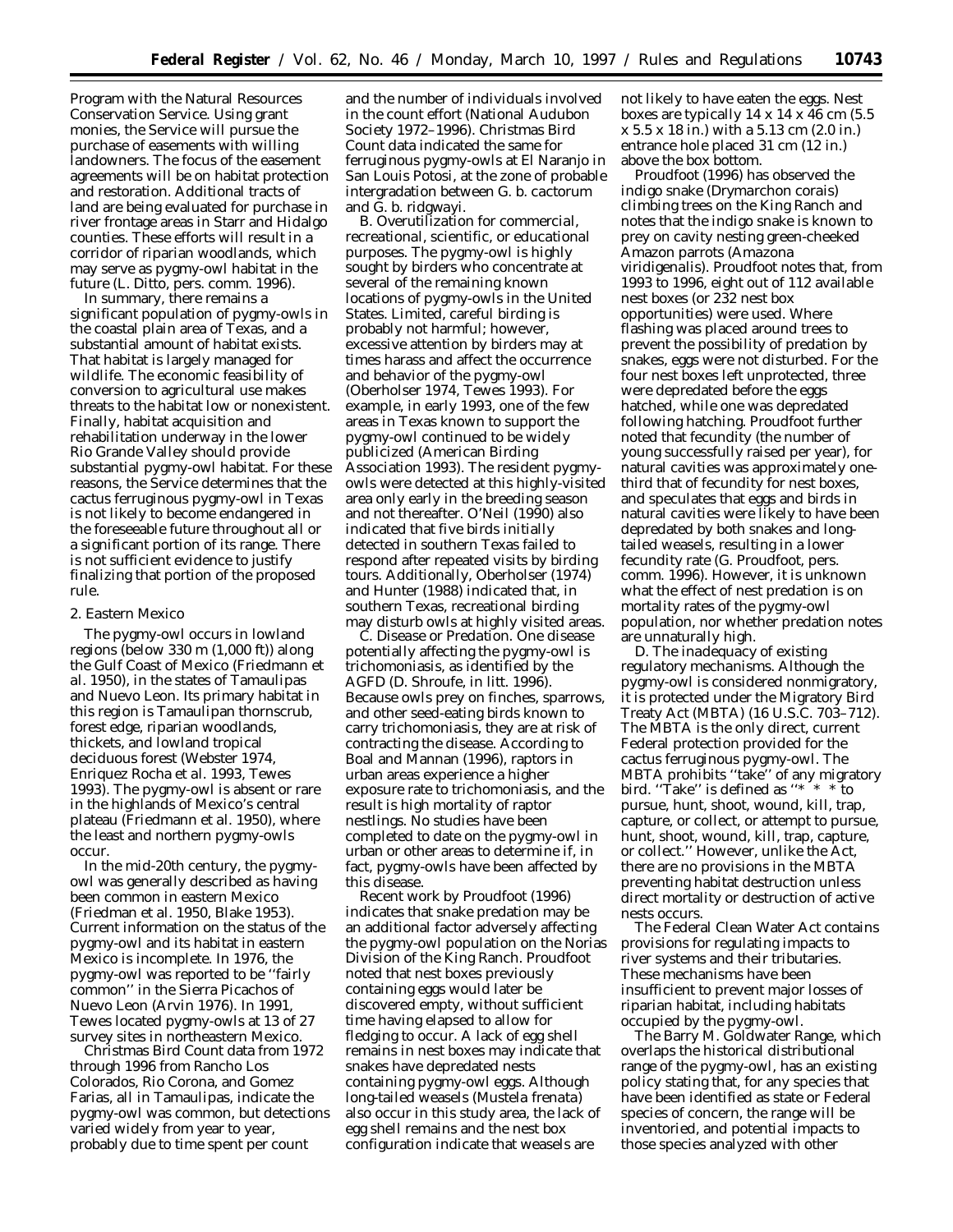Program with the Natural Resources Conservation Service. Using grant monies, the Service will pursue the purchase of easements with willing landowners. The focus of the easement agreements will be on habitat protection and restoration. Additional tracts of land are being evaluated for purchase in river frontage areas in Starr and Hidalgo counties. These efforts will result in a corridor of riparian woodlands, which may serve as pygmy-owl habitat in the future (L. Ditto, pers. comm. 1996).

In summary, there remains a significant population of pygmy-owls in the coastal plain area of Texas, and a substantial amount of habitat exists. That habitat is largely managed for wildlife. The economic feasibility of conversion to agricultural use makes threats to the habitat low or nonexistent. Finally, habitat acquisition and rehabilitation underway in the lower Rio Grande Valley should provide substantial pygmy-owl habitat. For these reasons, the Service determines that the cactus ferruginous pygmy-owl in Texas is not likely to become endangered in the foreseeable future throughout all or a significant portion of its range. There is not sufficient evidence to justify finalizing that portion of the proposed rule.

2. Eastern Mexico

The pygmy-owl occurs in lowland regions (below 330 m (1,000 ft)) along the Gulf Coast of Mexico (Friedmann et al. 1950), in the states of Tamaulipas and Nuevo Leon. Its primary habitat in this region is Tamaulipan thornscrub, forest edge, riparian woodlands, thickets, and lowland tropical deciduous forest (Webster 1974, Enriquez Rocha et al. 1993, Tewes 1993). The pygmy-owl is absent or rare in the highlands of Mexico's central plateau (Friedmann et al. 1950), where the least and northern pygmy-owls occur.

In the mid-20th century, the pygmy-owl was generally described as having been common in eastern Mexico (Friedman et al. 1950, Blake 1953). Current information on the status of the pygmy-owl and its habitat in eastern Mexico is incomplete. In 1976, the pygmy-owl was reported to be ''fairly common'' in the Sierra Picachos of Nuevo Leon (Arvin 1976). In 1991, Tewes located pygmy-owls at 13 of 27 survey sites in northeastern Mexico.

Christmas Bird Count data from 1972 through 1996 from Rancho Los Colorados, Rio Corona, and Gomez Farias, all in Tamaulipas, indicate the pygmy-owl was common, but detections varied widely from year to year, probably due to time spent per count and the number of individuals involved in the count effort (National Audubon Society 1972–1996). Christmas Bird Count data indicated the same for ferruginous pygmy-owls at El Naranjo in San Louis Potosi, at the zone of probable intergradation between *G. b. cactorum* and *G. b. ridgwayi*.

*B. Overutilization for commercial, recreational, scientific, or educational purposes.* The pygmy-owl is highly sought by birders who concentrate at several of the remaining known locations of pygmy-owls in the United States. Limited, careful birding is probably not harmful; however, excessive attention by birders may at times harass and affect the occurrence and behavior of the pygmy-owl (Oberholser 1974, Tewes 1993). For example, in early 1993, one of the few areas in Texas known to support the pygmy-owl continued to be widely publicized (American Birding Association 1993). The resident pygmy-owls were detected at this highly-visited area only early in the breeding season and not thereafter. O'Neil (1990) also indicated that five birds initially detected in southern Texas failed to respond after repeated visits by birding tours. Additionally, Oberholser (1974) and Hunter (1988) indicated that, in southern Texas, recreational birding may disturb owls at highly visited areas.

*C. Disease or Predation.* One disease potentially affecting the pygmy-owl is trichomoniasis, as identified by the AGFD (D. Shroufe, in litt. 1996). Because owls prey on finches, sparrows, and other seed-eating birds known to carry trichomoniasis, they are at risk of contracting the disease. According to Boal and Mannan (1996), raptors in urban areas experience a higher exposure rate to trichomoniasis, and the result is high mortality of raptor nestlings. No studies have been completed to date on the pygmy-owl in urban or other areas to determine if, in fact, pygmy-owls have been affected by this disease.

Recent work by Proudfoot (1996) indicates that snake predation may be an additional factor adversely affecting the pygmy-owl population on the Norias Division of the King Ranch. Proudfoot noted that nest boxes previously containing eggs would later be discovered empty, without sufficient time having elapsed to allow for fledging to occur. A lack of egg shell remains in nest boxes may indicate that snakes have depredated nests containing pygmy-owl eggs. Although long-tailed weasels (*Mustela frenata*) also occur in this study area, the lack of egg shell remains and the nest box configuration indicate that weasels are not likely to have eaten the eggs. Nest boxes are typically 14 x 14 x 46 cm (5.5 x 5.5 x 18 in.) with a 5.13 cm (2.0 in.) entrance hole placed 31 cm (12 in.) above the box bottom.

Proudfoot (1996) has observed the indigo snake (*Drymarchon corais*) climbing trees on the King Ranch and notes that the indigo snake is known to prey on cavity nesting green-cheeked Amazon parrots (*Amazona viridigenalis*). Proudfoot notes that, from 1993 to 1996, eight out of 112 available nest boxes (or 232 nest box opportunities) were used. Where flashing was placed around trees to prevent the possibility of predation by snakes, eggs were not disturbed. For the four nest boxes left unprotected, three were depredated before the eggs hatched, while one was depredated following hatching. Proudfoot further noted that fecundity (the number of young successfully raised per year), for natural cavities was approximately one-third that of fecundity for nest boxes, and speculates that eggs and birds in natural cavities were likely to have been depredated by both snakes and long-tailed weasels, resulting in a lower fecundity rate (G. Proudfoot, pers. comm. 1996). However, it is unknown what the effect of nest predation is on mortality rates of the pygmy-owl population, nor whether predation notes are unnaturally high.

*D. The inadequacy of existing regulatory mechanisms.* Although the pygmy-owl is considered nonmigratory, it is protected under the Migratory Bird Treaty Act (MBTA) (16 U.S.C. 703–712). The MBTA is the only direct, current Federal protection provided for the cactus ferruginous pygmy-owl. The MBTA prohibits ''take'' of any migratory bird. ''Take'' is defined as ''* * * to pursue, hunt, shoot, wound, kill, trap, capture, or collect, or attempt to pursue, hunt, shoot, wound, kill, trap, capture, or collect.'' However, unlike the Act, there are no provisions in the MBTA preventing habitat destruction unless direct mortality or destruction of active nests occurs.

The Federal Clean Water Act contains provisions for regulating impacts to river systems and their tributaries. These mechanisms have been insufficient to prevent major losses of riparian habitat, including habitats occupied by the pygmy-owl.

The Barry M. Goldwater Range, which overlaps the historical distributional range of the pygmy-owl, has an existing policy stating that, for any species that have been identified as state or Federal species of concern, the range will be inventoried, and potential impacts to those species analyzed with other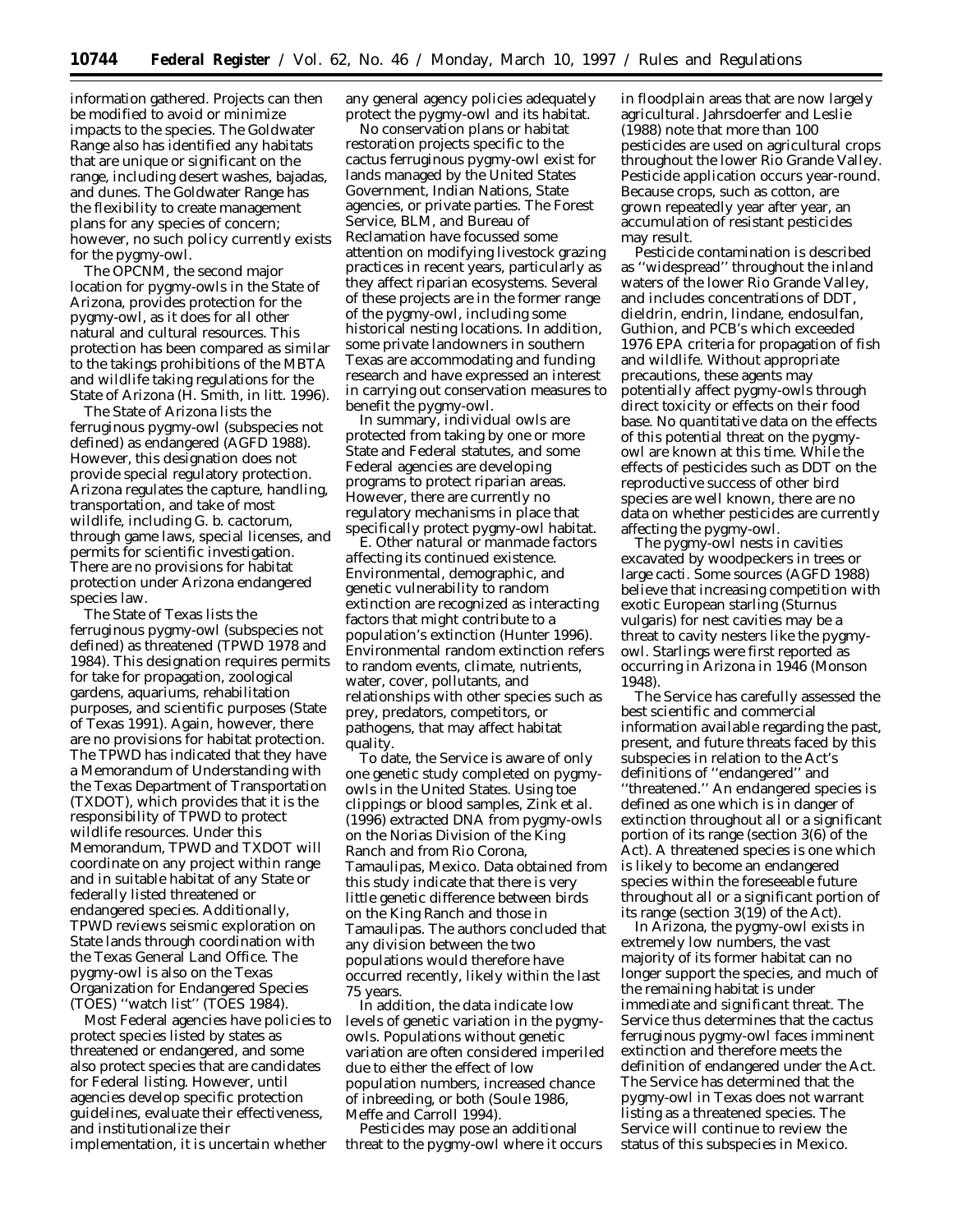information gathered. Projects can then be modified to avoid or minimize impacts to the species. The Goldwater Range also has identified any habitats that are unique or significant on the range, including desert washes, bajadas, and dunes. The Goldwater Range has the flexibility to create management plans for any species of concern; however, no such policy currently exists for the pygmy-owl.

The OPCNM, the second major location for pygmy-owls in the State of Arizona, provides protection for the pygmy-owl, as it does for all other natural and cultural resources. This protection has been compared as similar to the takings prohibitions of the MBTA and wildlife taking regulations for the State of Arizona (H. Smith, in litt. 1996).

The State of Arizona lists the ferruginous pygmy-owl (subspecies not defined) as endangered (AGFD 1988). However, this designation does not provide special regulatory protection. Arizona regulates the capture, handling, transportation, and take of most wildlife, including *G. b. cactorum*, through game laws, special licenses, and permits for scientific investigation. There are no provisions for habitat protection under Arizona endangered species law.

The State of Texas lists the ferruginous pygmy-owl (subspecies not defined) as threatened (TPWD 1978 and 1984). This designation requires permits for take for propagation, zoological gardens, aquariums, rehabilitation purposes, and scientific purposes (State of Texas 1991). Again, however, there are no provisions for habitat protection. The TPWD has indicated that they have a Memorandum of Understanding with the Texas Department of Transportation (TXDOT), which provides that it is the responsibility of TPWD to protect wildlife resources. Under this Memorandum, TPWD and TXDOT will coordinate on any project within range and in suitable habitat of any State or federally listed threatened or endangered species. Additionally, TPWD reviews seismic exploration on State lands through coordination with the Texas General Land Office. The pygmy-owl is also on the Texas Organization for Endangered Species (TOES) "watch list" (TOES 1984).

Most Federal agencies have policies to protect species listed by states as threatened or endangered, and some also protect species that are candidates for Federal listing. However, until agencies develop specific protection guidelines, evaluate their effectiveness, and institutionalize their implementation, it is uncertain whether any general agency policies adequately protect the pygmy-owl and its habitat.

No conservation plans or habitat restoration projects specific to the cactus ferruginous pygmy-owl exist for lands managed by the United States Government, Indian Nations, State agencies, or private parties. The Forest Service, BLM, and Bureau of Reclamation have focussed some attention on modifying livestock grazing practices in recent years, particularly as they affect riparian ecosystems. Several of these projects are in the former range of the pygmy-owl, including some historical nesting locations. In addition, some private landowners in southern Texas are accommodating and funding research and have expressed an interest in carrying out conservation measures to benefit the pygmy-owl.

In summary, individual owls are protected from taking by one or more State and Federal statutes, and some Federal agencies are developing programs to protect riparian areas. However, there are currently no regulatory mechanisms in place that specifically protect pygmy-owl habitat.

*E. Other natural or manmade factors affecting its continued existence.* Environmental, demographic, and genetic vulnerability to random extinction are recognized as interacting factors that might contribute to a population's extinction (Hunter 1996). Environmental random extinction refers to random events, climate, nutrients, water, cover, pollutants, and relationships with other species such as prey, predators, competitors, or pathogens, that may affect habitat quality.

To date, the Service is aware of only one genetic study completed on pygmy-owls in the United States. Using toe clippings or blood samples, Zink *et al.* (1996) extracted DNA from pygmy-owls on the Norias Division of the King Ranch and from Rio Corona, Tamaulipas, Mexico. Data obtained from this study indicate that there is very little genetic difference between birds on the King Ranch and those in Tamaulipas. The authors concluded that any division between the two populations would therefore have occurred recently, likely within the last 75 years.

In addition, the data indicate low levels of genetic variation in the pygmy-owls. Populations without genetic variation are often considered imperiled due to either the effect of low population numbers, increased chance of inbreeding, or both (Soule 1986, Meffe and Carroll 1994).

Pesticides may pose an additional threat to the pygmy-owl where it occurs in floodplain areas that are now largely agricultural. Jahrsdoerfer and Leslie (1988) note that more than 100 pesticides are used on agricultural crops throughout the lower Rio Grande Valley. Pesticide application occurs year-round. Because crops, such as cotton, are grown repeatedly year after year, an accumulation of resistant pesticides may result.

Pesticide contamination is described as "widespread" throughout the inland waters of the lower Rio Grande Valley, and includes concentrations of DDT, dieldrin, endrin, lindane, endosulfan, Guthion, and PCB's which exceeded 1976 EPA criteria for propagation of fish and wildlife. Without appropriate precautions, these agents may potentially affect pygmy-owls through direct toxicity or effects on their food base. No quantitative data on the effects of this potential threat on the pygmy-owl are known at this time. While the effects of pesticides such as DDT on the reproductive success of other bird species are well known, there are no data on whether pesticides are currently affecting the pygmy-owl.

The pygmy-owl nests in cavities excavated by woodpeckers in trees or large cacti. Some sources (AGFD 1988) believe that increasing competition with exotic European starling (*Sturnus vulgaris*) for nest cavities may be a threat to cavity nesters like the pygmy-owl. Starlings were first reported as occurring in Arizona in 1946 (Monson 1948).

The Service has carefully assessed the best scientific and commercial information available regarding the past, present, and future threats faced by this subspecies in relation to the Act's definitions of "endangered" and "threatened." An endangered species is defined as one which is in danger of extinction throughout all or a significant portion of its range (section 3(6) of the Act). A threatened species is one which is likely to become an endangered species within the foreseeable future throughout all or a significant portion of its range (section 3(19) of the Act).

In Arizona, the pygmy-owl exists in extremely low numbers, the vast majority of its former habitat can no longer support the species, and much of the remaining habitat is under immediate and significant threat. The Service thus determines that the cactus ferruginous pygmy-owl faces imminent extinction and therefore meets the definition of endangered under the Act. The Service has determined that the pygmy-owl in Texas does not warrant listing as a threatened species. The Service will continue to review the status of this subspecies in Mexico.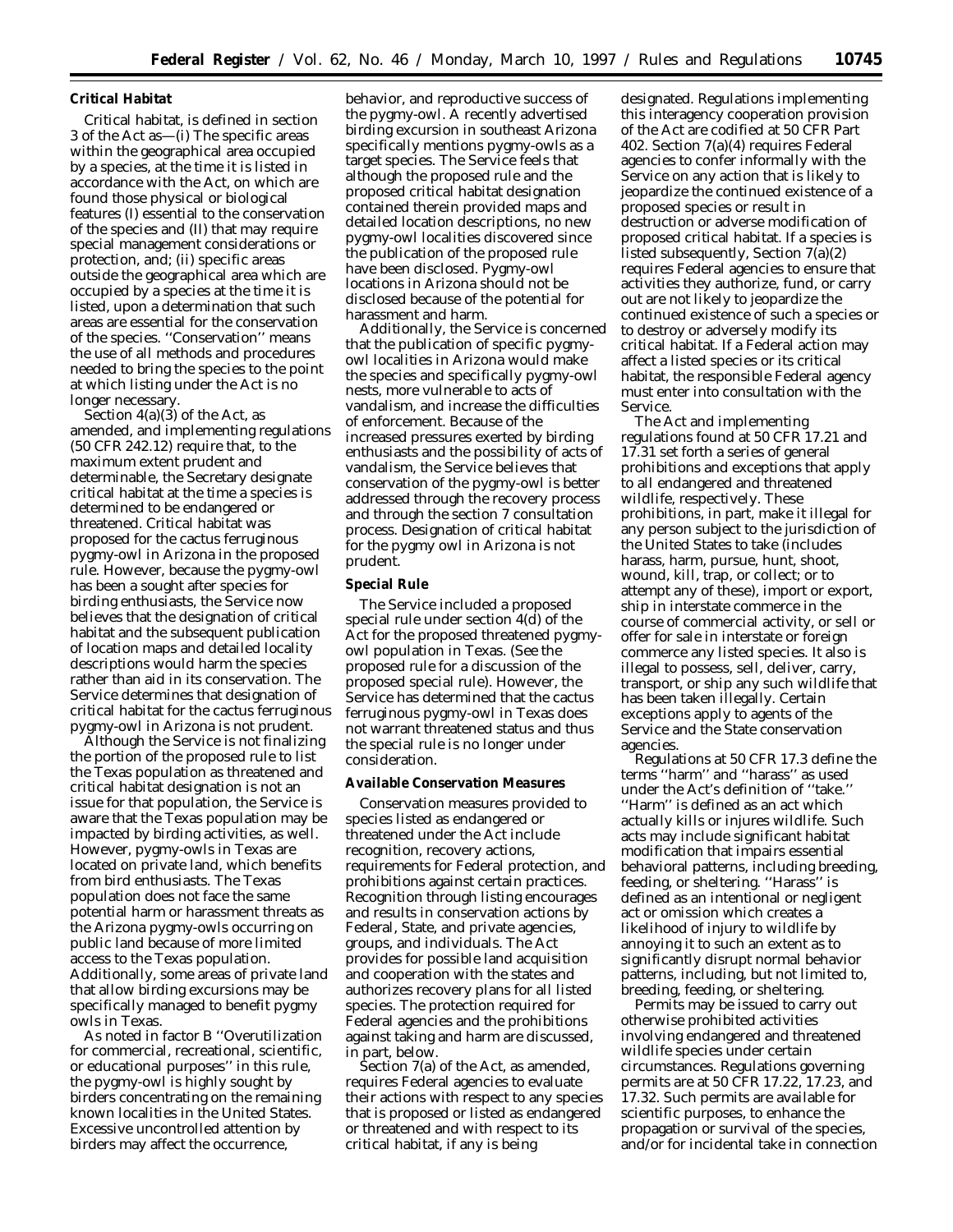### Critical Habitat

Critical habitat, is defined in section 3 of the Act as—(i) The specific areas within the geographical area occupied by a species, at the time it is listed in accordance with the Act, on which are found those physical or biological features (I) essential to the conservation of the species and (II) that may require special management considerations or protection, and; (ii) specific areas outside the geographical area which are occupied by a species at the time it is listed, upon a determination that such areas are essential for the conservation of the species. ''Conservation'' means the use of all methods and procedures needed to bring the species to the point at which listing under the Act is no longer necessary.

Section 4(a)(3) of the Act, as amended, and implementing regulations (50 CFR 242.12) require that, to the maximum extent prudent and determinable, the Secretary designate critical habitat at the time a species is determined to be endangered or threatened. Critical habitat was proposed for the cactus ferruginous pygmy-owl in Arizona in the proposed rule. However, because the pygmy-owl has been a sought after species for birding enthusiasts, the Service now believes that the designation of critical habitat and the subsequent publication of location maps and detailed locality descriptions would harm the species rather than aid in its conservation. The Service determines that designation of critical habitat for the cactus ferruginous pygmy-owl in Arizona is not prudent.

Although the Service is not finalizing the portion of the proposed rule to list the Texas population as threatened and critical habitat designation is not an issue for that population, the Service is aware that the Texas population may be impacted by birding activities, as well. However, pygmy-owls in Texas are located on private land, which benefits from bird enthusiasts. The Texas population does not face the same potential harm or harassment threats as the Arizona pygmy-owls occurring on public land because of more limited access to the Texas population. Additionally, some areas of private land that allow birding excursions may be specifically managed to benefit pygmy owls in Texas.

As noted in factor B ''Overutilization for commercial, recreational, scientific, or educational purposes'' in this rule, the pygmy-owl is highly sought by birders concentrating on the remaining known localities in the United States. Excessive uncontrolled attention by birders may affect the occurrence, behavior, and reproductive success of the pygmy-owl. A recently advertised birding excursion in southeast Arizona specifically mentions pygmy-owls as a target species. The Service feels that although the proposed rule and the proposed critical habitat designation contained therein provided maps and detailed location descriptions, no new pygmy-owl localities discovered since the publication of the proposed rule have been disclosed. Pygmy-owl locations in Arizona should not be disclosed because of the potential for harassment and harm.

Additionally, the Service is concerned that the publication of specific pygmy-owl localities in Arizona would make the species and specifically pygmy-owl nests, more vulnerable to acts of vandalism, and increase the difficulties of enforcement. Because of the increased pressures exerted by birding enthusiasts and the possibility of acts of vandalism, the Service believes that conservation of the pygmy-owl is better addressed through the recovery process and through the section 7 consultation process. Designation of critical habitat for the pygmy owl in Arizona is not prudent.

### Special Rule

The Service included a proposed special rule under section 4(d) of the Act for the proposed threatened pygmy-owl population in Texas. (See the proposed rule for a discussion of the proposed special rule). However, the Service has determined that the cactus ferruginous pygmy-owl in Texas does not warrant threatened status and thus the special rule is no longer under consideration.

### Available Conservation Measures

Conservation measures provided to species listed as endangered or threatened under the Act include recognition, recovery actions, requirements for Federal protection, and prohibitions against certain practices. Recognition through listing encourages and results in conservation actions by Federal, State, and private agencies, groups, and individuals. The Act provides for possible land acquisition and cooperation with the states and authorizes recovery plans for all listed species. The protection required for Federal agencies and the prohibitions against taking and harm are discussed, in part, below.

Section 7(a) of the Act, as amended, requires Federal agencies to evaluate their actions with respect to any species that is proposed or listed as endangered or threatened and with respect to its critical habitat, if any is being designated. Regulations implementing this interagency cooperation provision of the Act are codified at 50 CFR Part 402. Section 7(a)(4) requires Federal agencies to confer informally with the Service on any action that is likely to jeopardize the continued existence of a proposed species or result in destruction or adverse modification of proposed critical habitat. If a species is listed subsequently, Section 7(a)(2) requires Federal agencies to ensure that activities they authorize, fund, or carry out are not likely to jeopardize the continued existence of such a species or to destroy or adversely modify its critical habitat. If a Federal action may affect a listed species or its critical habitat, the responsible Federal agency must enter into consultation with the Service.

The Act and implementing regulations found at 50 CFR 17.21 and 17.31 set forth a series of general prohibitions and exceptions that apply to all endangered and threatened wildlife, respectively. These prohibitions, in part, make it illegal for any person subject to the jurisdiction of the United States to take (includes harass, harm, pursue, hunt, shoot, wound, kill, trap, or collect; or to attempt any of these), import or export, ship in interstate commerce in the course of commercial activity, or sell or offer for sale in interstate or foreign commerce any listed species. It also is illegal to possess, sell, deliver, carry, transport, or ship any such wildlife that has been taken illegally. Certain exceptions apply to agents of the Service and the State conservation agencies.

Regulations at 50 CFR 17.3 define the terms ''harm'' and ''harass'' as used under the Act's definition of ''take.'' ''Harm'' is defined as an act which actually kills or injures wildlife. Such acts may include significant habitat modification that impairs essential behavioral patterns, including breeding, feeding, or sheltering. ''Harass'' is defined as an intentional or negligent act or omission which creates a likelihood of injury to wildlife by annoying it to such an extent as to significantly disrupt normal behavior patterns, including, but not limited to, breeding, feeding, or sheltering.

Permits may be issued to carry out otherwise prohibited activities involving endangered and threatened wildlife species under certain circumstances. Regulations governing permits are at 50 CFR 17.22, 17.23, and 17.32. Such permits are available for scientific purposes, to enhance the propagation or survival of the species, and/or for incidental take in connection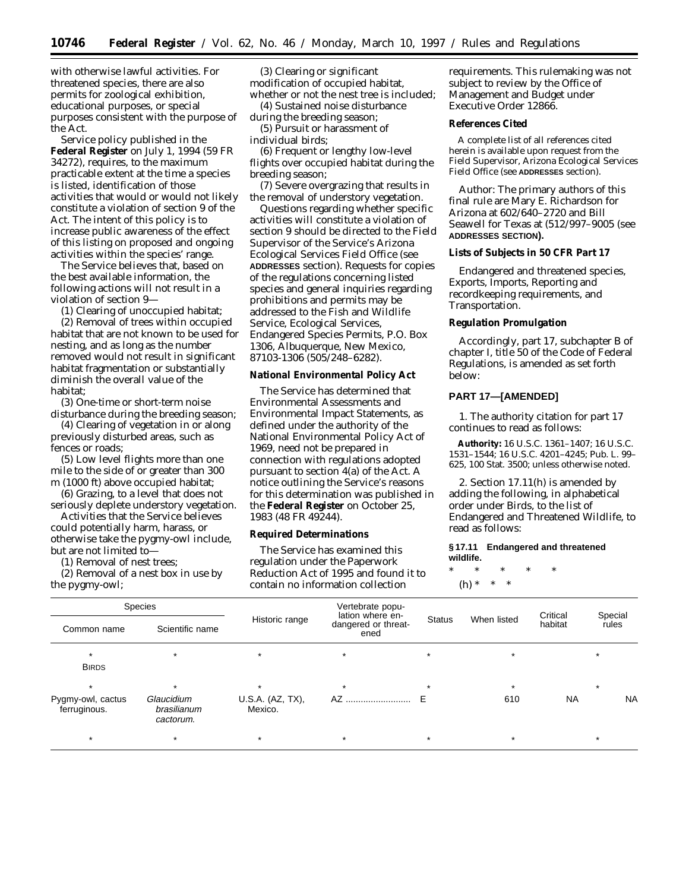with otherwise lawful activities. For threatened species, there are also permits for zoological exhibition, educational purposes, or special purposes consistent with the purpose of the Act.

Service policy published in the **Federal Register** on July 1, 1994 (59 FR 34272), requires, to the maximum practicable extent at the time a species is listed, identification of those activities that would or would not likely constitute a violation of section 9 of the Act. The intent of this policy is to increase public awareness of the effect of this listing on proposed and ongoing activities within the species' range.

The Service believes that, based on the best available information, the following actions will not result in a violation of section 9—

(1) Clearing of unoccupied habitat;

(2) Removal of trees within occupied habitat that are not known to be used for nesting, and as long as the number removed would not result in significant habitat fragmentation or substantially diminish the overall value of the habitat;

(3) One-time or short-term noise disturbance during the breeding season;

(4) Clearing of vegetation in or along previously disturbed areas, such as fences or roads;

(5) Low level flights more than one mile to the side of or greater than 300 m (1000 ft) above occupied habitat;

(6) Grazing, to a level that does not seriously deplete understory vegetation.

Activities that the Service believes could potentially harm, harass, or otherwise take the pygmy-owl include, but are not limited to—

(1) Removal of nest trees;

(2) Removal of a nest box in use by the pygmy-owl;

(3) Clearing or significant modification of occupied habitat, whether or not the nest tree is included;

(4) Sustained noise disturbance during the breeding season;

(5) Pursuit or harassment of individual birds;

(6) Frequent or lengthy low-level flights over occupied habitat during the breeding season;

(7) Severe overgrazing that results in the removal of understory vegetation.

Questions regarding whether specific activities will constitute a violation of section 9 should be directed to the Field Supervisor of the Service's Arizona Ecological Services Field Office (see ADDRESSES section). Requests for copies of the regulations concerning listed species and general inquiries regarding prohibitions and permits may be addressed to the Fish and Wildlife Service, Ecological Services, Endangered Species Permits, P.O. Box 1306, Albuquerque, New Mexico, 87103-1306 (505/248–6282).

### National Environmental Policy Act

The Service has determined that Environmental Assessments and Environmental Impact Statements, as defined under the authority of the National Environmental Policy Act of 1969, need not be prepared in connection with regulations adopted pursuant to section 4(a) of the Act. A notice outlining the Service's reasons for this determination was published in the **Federal Register** on October 25, 1983 (48 FR 49244).

### Required Determinations

The Service has examined this regulation under the Paperwork Reduction Act of 1995 and found it to contain no information collection requirements. This rulemaking was not subject to review by the Office of Management and Budget under Executive Order 12866.

### References Cited

A complete list of all references cited herein is available upon request from the Field Supervisor, Arizona Ecological Services Field Office (see ADDRESSES section).

Author: The primary authors of this final rule are Mary E. Richardson for Arizona at 602/640–2720 and Bill Seawell for Texas at (512/997–9005 (see **ADDRESSES SECTION**).

### Lists of Subjects in 50 CFR Part 17

Endangered and threatened species, Exports, Imports, Reporting and recordkeeping requirements, and Transportation.

### Regulation Promulgation

Accordingly, part 17, subchapter B of chapter I, title 50 of the Code of Federal Regulations, is amended as set forth below:

## PART 17—[AMENDED]

1. The authority citation for part 17 continues to read as follows:

**Authority:** 16 U.S.C. 1361–1407; 16 U.S.C. 1531–1544; 16 U.S.C. 4201–4245; Pub. L. 99–625, 100 Stat. 3500; unless otherwise noted.

2. Section 17.11(h) is amended by adding the following, in alphabetical order under Birds, to the list of Endangered and Threatened Wildlife, to read as follows:

**§ 17.11 Endangered and threatened wildlife.**

\* \* \* \* \*

(h) \* \* \*

| Species | | Historic range | Vertebrate population where endangered or threatened | Status | When listed | Critical habitat | Special rules |
|---|---|---|---|---|---|---|---|
| Common name | Scientific name | | | | | | |
| * | * | * | * | * | * | | * |
| BIRDS | | | | | | | |
| * | * | * | * | * | * | | * |
| Pygmy-owl, cactus ferruginous. | *Glaucidium brasilianum cactorum.* | U.S.A. (AZ, TX), Mexico. | AZ | E | 610 | NA | NA |
| * | * | * | * | * | * | | * |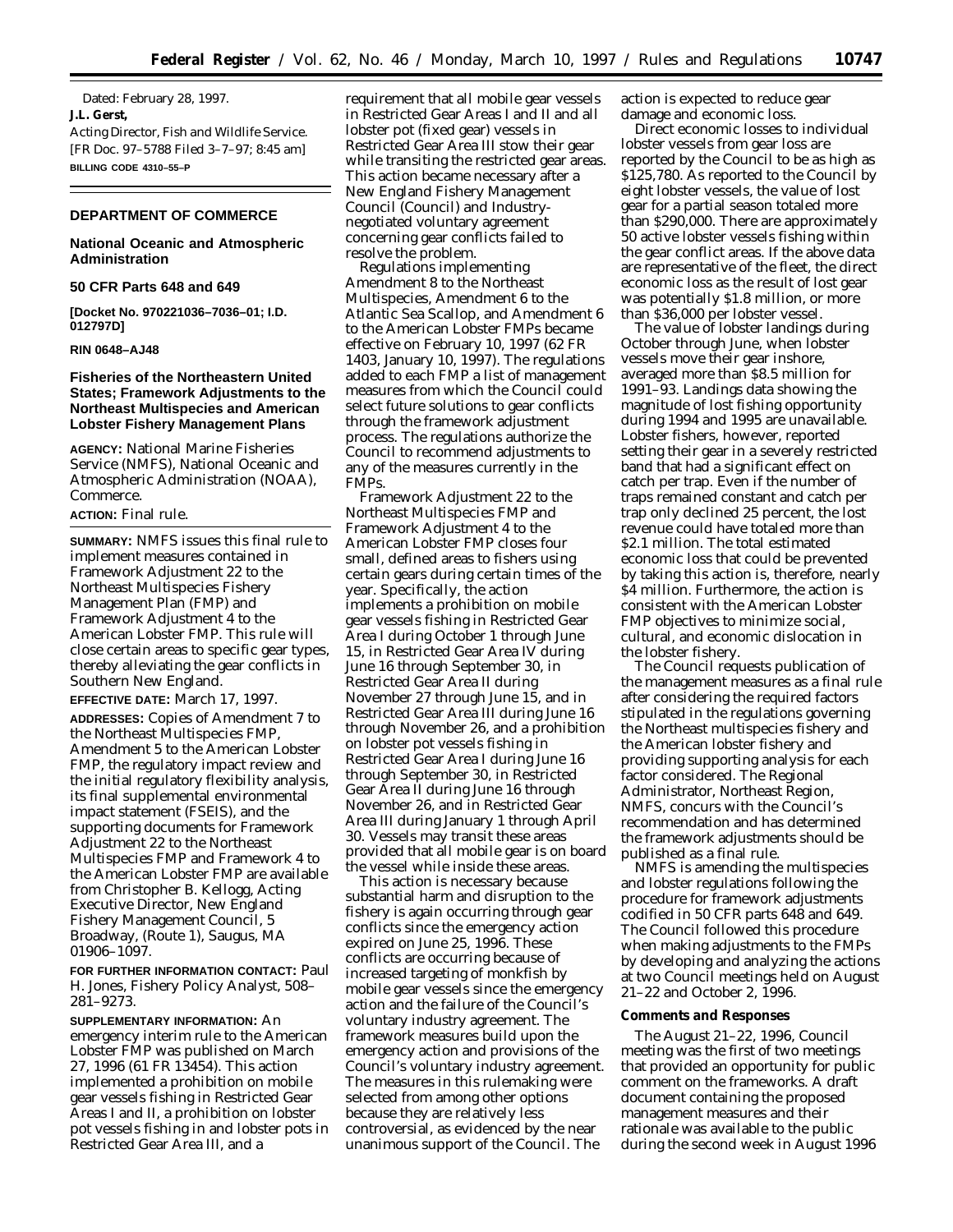Dated: February 28, 1997.

**J.L. Gerst,**

*Acting Director, Fish and Wildlife Service.*

[FR Doc. 97–5788 Filed 3–7–97; 8:45 am]

**BILLING CODE 4310–55–P**

## DEPARTMENT OF COMMERCE

### National Oceanic and Atmospheric Administration

### 50 CFR Parts 648 and 649

**[Docket No. 970221036–7036–01; I.D. 012797D]**

**RIN 0648–AJ48**

### Fisheries of the Northeastern United States; Framework Adjustments to the Northeast Multispecies and American Lobster Fishery Management Plans

**AGENCY:** National Marine Fisheries Service (NMFS), National Oceanic and Atmospheric Administration (NOAA), Commerce.

**ACTION:** Final rule.

**SUMMARY:** NMFS issues this final rule to implement measures contained in Framework Adjustment 22 to the Northeast Multispecies Fishery Management Plan (FMP) and Framework Adjustment 4 to the American Lobster FMP. This rule will close certain areas to specific gear types, thereby alleviating the gear conflicts in Southern New England.

**EFFECTIVE DATE:** March 17, 1997.

**ADDRESSES:** Copies of Amendment 7 to the Northeast Multispecies FMP, Amendment 5 to the American Lobster FMP, the regulatory impact review and the initial regulatory flexibility analysis, its final supplemental environmental impact statement (FSEIS), and the supporting documents for Framework Adjustment 22 to the Northeast Multispecies FMP and Framework 4 to the American Lobster FMP are available from Christopher B. Kellogg, Acting Executive Director, New England Fishery Management Council, 5 Broadway, (Route 1), Saugus, MA 01906–1097.

**FOR FURTHER INFORMATION CONTACT:** Paul H. Jones, Fishery Policy Analyst, 508–281–9273.

**SUPPLEMENTARY INFORMATION:** An emergency interim rule to the American Lobster FMP was published on March 27, 1996 (61 FR 13454). This action implemented a prohibition on mobile gear vessels fishing in Restricted Gear Areas I and II, a prohibition on lobster pot vessels fishing in and lobster pots in Restricted Gear Area III, and a requirement that all mobile gear vessels in Restricted Gear Areas I and II and all lobster pot (fixed gear) vessels in Restricted Gear Area III stow their gear while transiting the restricted gear areas. This action became necessary after a New England Fishery Management Council (Council) and Industry-negotiated voluntary agreement concerning gear conflicts failed to resolve the problem.

Regulations implementing Amendment 8 to the Northeast Multispecies, Amendment 6 to the Atlantic Sea Scallop, and Amendment 6 to the American Lobster FMPs became effective on February 10, 1997 (62 FR 1403, January 10, 1997). The regulations added to each FMP a list of management measures from which the Council could select future solutions to gear conflicts through the framework adjustment process. The regulations authorize the Council to recommend adjustments to any of the measures currently in the FMPs.

Framework Adjustment 22 to the Northeast Multispecies FMP and Framework Adjustment 4 to the American Lobster FMP closes four small, defined areas to fishers using certain gears during certain times of the year. Specifically, the action implements a prohibition on mobile gear vessels fishing in Restricted Gear Area I during October 1 through June 15, in Restricted Gear Area IV during June 16 through September 30, in Restricted Gear Area II during November 27 through June 15, and in Restricted Gear Area III during June 16 through November 26, and a prohibition on lobster pot vessels fishing in Restricted Gear Area I during June 16 through September 30, in Restricted Gear Area II during June 16 through November 26, and in Restricted Gear Area III during January 1 through April 30. Vessels may transit these areas provided that all mobile gear is on board the vessel while inside these areas.

This action is necessary because substantial harm and disruption to the fishery is again occurring through gear conflicts since the emergency action expired on June 25, 1996. These conflicts are occurring because of increased targeting of monkfish by mobile gear vessels since the emergency action and the failure of the Council's voluntary industry agreement. The framework measures build upon the emergency action and provisions of the Council's voluntary industry agreement. The measures in this rulemaking were selected from among other options because they are relatively less controversial, as evidenced by the near unanimous support of the Council. The action is expected to reduce gear damage and economic loss.

Direct economic losses to individual lobster vessels from gear loss are reported by the Council to be as high as $125,780. As reported to the Council by eight lobster vessels, the value of lost gear for a partial season totaled more than $290,000. There are approximately 50 active lobster vessels fishing within the gear conflict areas. If the above data are representative of the fleet, the direct economic loss as the result of lost gear was potentially $1.8 million, or more than $36,000 per lobster vessel.

The value of lobster landings during October through June, when lobster vessels move their gear inshore, averaged more than $8.5 million for 1991–93. Landings data showing the magnitude of lost fishing opportunity during 1994 and 1995 are unavailable. Lobster fishers, however, reported setting their gear in a severely restricted band that had a significant effect on catch per trap. Even if the number of traps remained constant and catch per trap only declined 25 percent, the lost revenue could have totaled more than $2.1 million. The total estimated economic loss that could be prevented by taking this action is, therefore, nearly $4 million. Furthermore, the action is consistent with the American Lobster FMP objectives to minimize social, cultural, and economic dislocation in the lobster fishery.

The Council requests publication of the management measures as a final rule after considering the required factors stipulated in the regulations governing the Northeast multispecies fishery and the American lobster fishery and providing supporting analysis for each factor considered. The Regional Administrator, Northeast Region, NMFS, concurs with the Council's recommendation and has determined the framework adjustments should be published as a final rule.

NMFS is amending the multispecies and lobster regulations following the procedure for framework adjustments codified in 50 CFR parts 648 and 649. The Council followed this procedure when making adjustments to the FMPs by developing and analyzing the actions at two Council meetings held on August 21–22 and October 2, 1996.

#### Comments and Responses

The August 21–22, 1996, Council meeting was the first of two meetings that provided an opportunity for public comment on the frameworks. A draft document containing the proposed management measures and their rationale was available to the public during the second week in August 1996